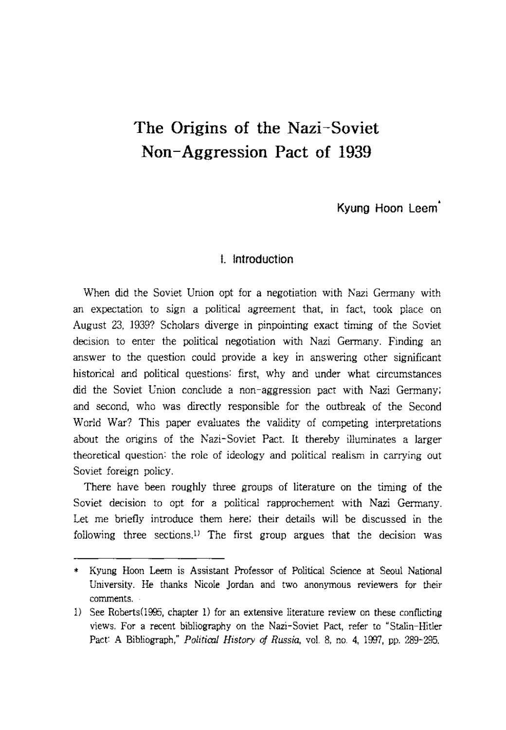# The Origins of the Nazi-Soviet Non-Aggression Pact of 1939

Kyung Hoon Leem*

## I. Introduction

When did the Soviet Union opt for a negotiation with Nazi Germany with an expectation to sign a political agreement that, in fact, took place on August 23, 1939? Scholars diverge in pinpointing exact timing of the Soviet decision to enter the political negotiation with Nazi Germany. Finding an answer to the question could provide a key in answering other significant historical and political questions: first, why and under what circumstances did the Soviet Union conclude a non-aggression pact with Nazi Germany; and second, who was directly responsible for the outbreak of the Second World War? This paper evaluates the validity of competing interpretations about the origins of the Nazi-Soviet Pact. It thereby illuminates a larger theoretical question: the role of ideology and political realism in carrying out Soviet foreign policy.

There have been roughly three groups of literature on the timing of the Soviet decision to opt for a political rapprochement with Nazi Germany. Let me briefly introduce them here; their details will be discussed in the following three sections.[1] The first group argues that the decision was

---

* Kyung Hoon Leem is Assistant Professor of Political Science at Seoul National University. He thanks Nicole Jordan and two anonymous reviewers for their comments.

1) See Roberts(1995, chapter 1) for an extensive literature review on these conflicting views. For a recent bibliography on the Nazi-Soviet Pact, refer to "Stalin-Hitler Pact: A Bibliograph," *Political History of Russia*, vol. 8, no. 4, 1997, pp. 289-295.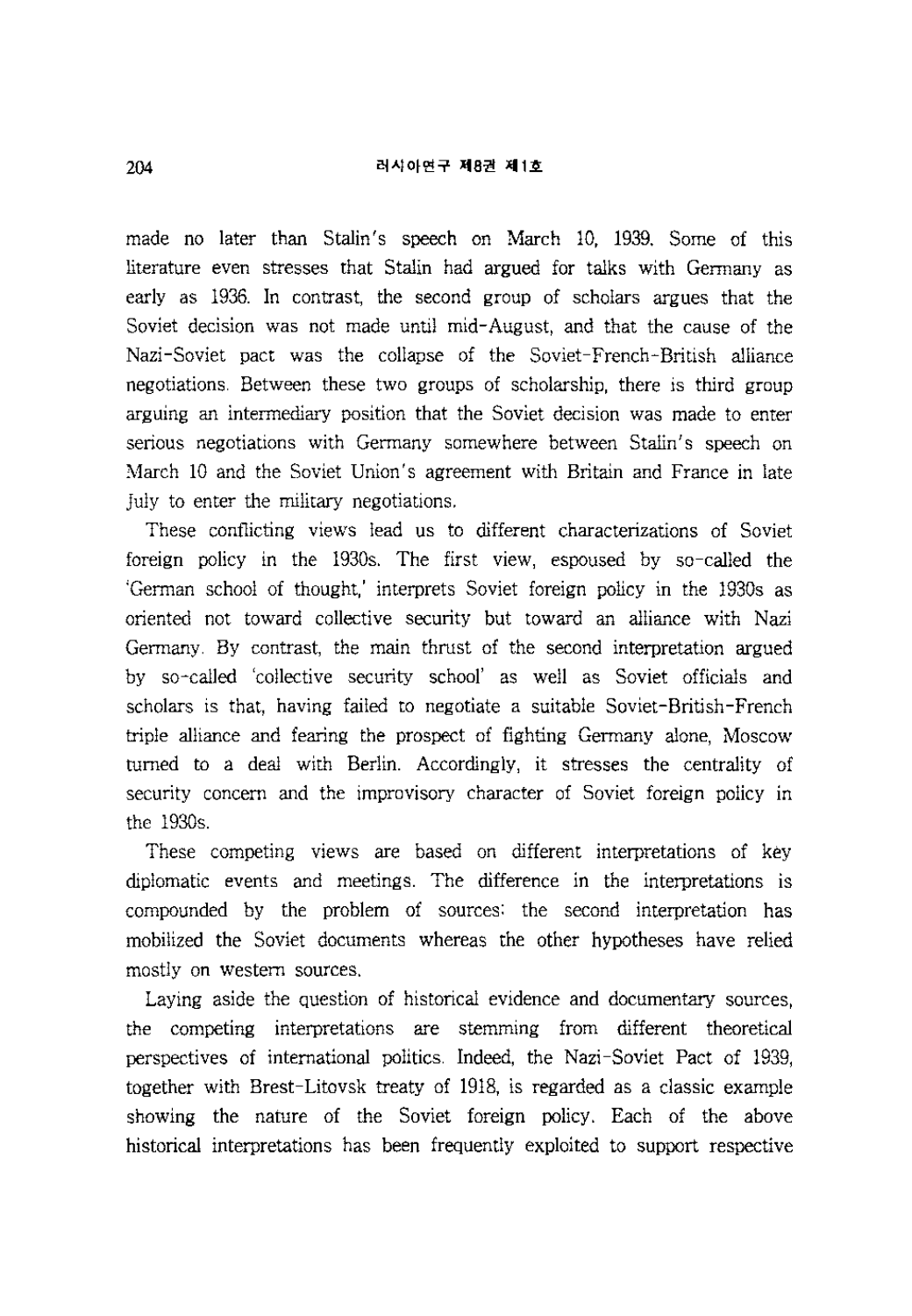made no later than Stalin's speech on March 10, 1939. Some of this literature even stresses that Stalin had argued for talks with Germany as early as 1936. In contrast, the second group of scholars argues that the Soviet decision was not made until mid-August, and that the cause of the Nazi-Soviet pact was the collapse of the Soviet-French-British alliance negotiations. Between these two groups of scholarship, there is third group arguing an intermediary position that the Soviet decision was made to enter serious negotiations with Germany somewhere between Stalin's speech on March 10 and the Soviet Union's agreement with Britain and France in late July to enter the military negotiations.

These conflicting views lead us to different characterizations of Soviet foreign policy in the 1930s. The first view, espoused by so-called the 'German school of thought,' interprets Soviet foreign policy in the 1930s as oriented not toward collective security but toward an alliance with Nazi Germany. By contrast, the main thrust of the second interpretation argued by so-called 'collective security school' as well as Soviet officials and scholars is that, having failed to negotiate a suitable Soviet-British-French triple alliance and fearing the prospect of fighting Germany alone, Moscow turned to a deal with Berlin. Accordingly, it stresses the centrality of security concern and the improvisory character of Soviet foreign policy in the 1930s.

These competing views are based on different interpretations of key diplomatic events and meetings. The difference in the interpretations is compounded by the problem of sources: the second interpretation has mobilized the Soviet documents whereas the other hypotheses have relied mostly on western sources.

Laying aside the question of historical evidence and documentary sources, the competing interpretations are stemming from different theoretical perspectives of international politics. Indeed, the Nazi-Soviet Pact of 1939, together with Brest-Litovsk treaty of 1918, is regarded as a classic example showing the nature of the Soviet foreign policy. Each of the above historical interpretations has been frequently exploited to support respective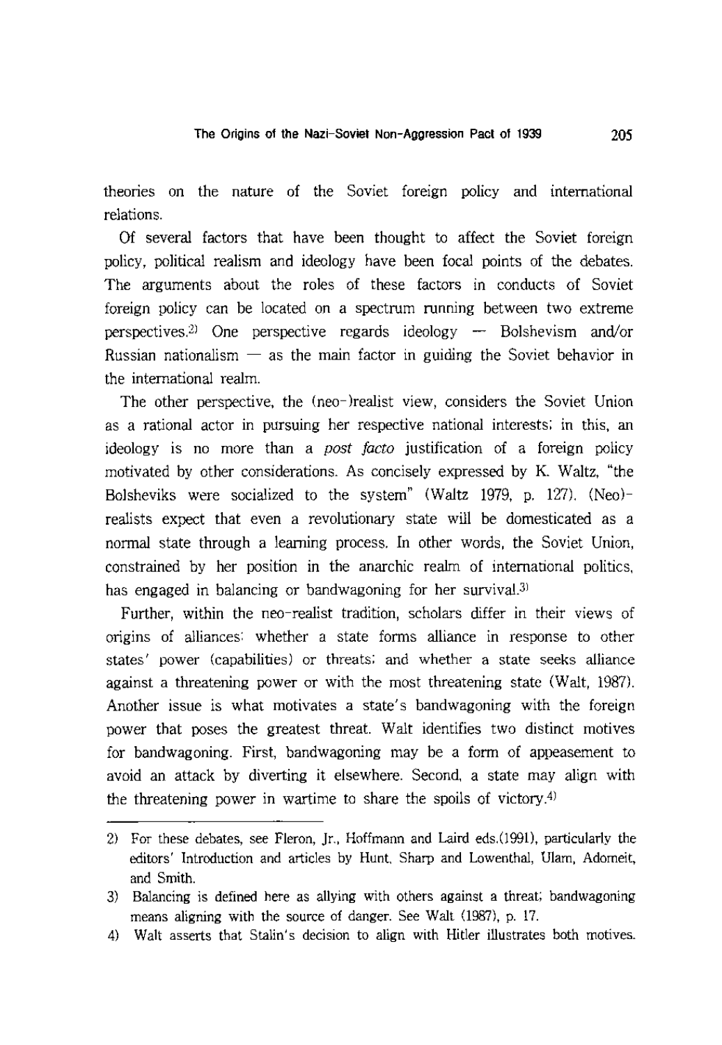theories on the nature of the Soviet foreign policy and international relations.

Of several factors that have been thought to affect the Soviet foreign policy, political realism and ideology have been focal points of the debates. The arguments about the roles of these factors in conducts of Soviet foreign policy can be located on a spectrum running between two extreme perspectives.[2] One perspective regards ideology — Bolshevism and/or Russian nationalism — as the main factor in guiding the Soviet behavior in the international realm.

The other perspective, the (neo-)realist view, considers the Soviet Union as a rational actor in pursuing her respective national interests; in this, an ideology is no more than a *post facto* justification of a foreign policy motivated by other considerations. As concisely expressed by K. Waltz, "the Bolsheviks were socialized to the system" (Waltz 1979, p. 127). (Neo)-realists expect that even a revolutionary state will be domesticated as a normal state through a learning process. In other words, the Soviet Union, constrained by her position in the anarchic realm of international politics, has engaged in balancing or bandwagoning for her survival.[3]

Further, within the neo-realist tradition, scholars differ in their views of origins of alliances: whether a state forms alliance in response to other states' power (capabilities) or threats; and whether a state seeks alliance against a threatening power or with the most threatening state (Walt, 1987). Another issue is what motivates a state's bandwagoning with the foreign power that poses the greatest threat. Walt identifies two distinct motives for bandwagoning. First, bandwagoning may be a form of appeasement to avoid an attack by diverting it elsewhere. Second, a state may align with the threatening power in wartime to share the spoils of victory.[4]

---

2) For these debates, see Fleron, Jr., Hoffmann and Laird eds.(1991), particularly the editors' Introduction and articles by Hunt, Sharp and Lowenthal, Ulam, Adomeit, and Smith.

3) Balancing is defined here as allying with others against a threat; bandwagoning means aligning with the source of danger. See Walt (1987), p. 17.

4) Walt asserts that Stalin's decision to align with Hitler illustrates both motives.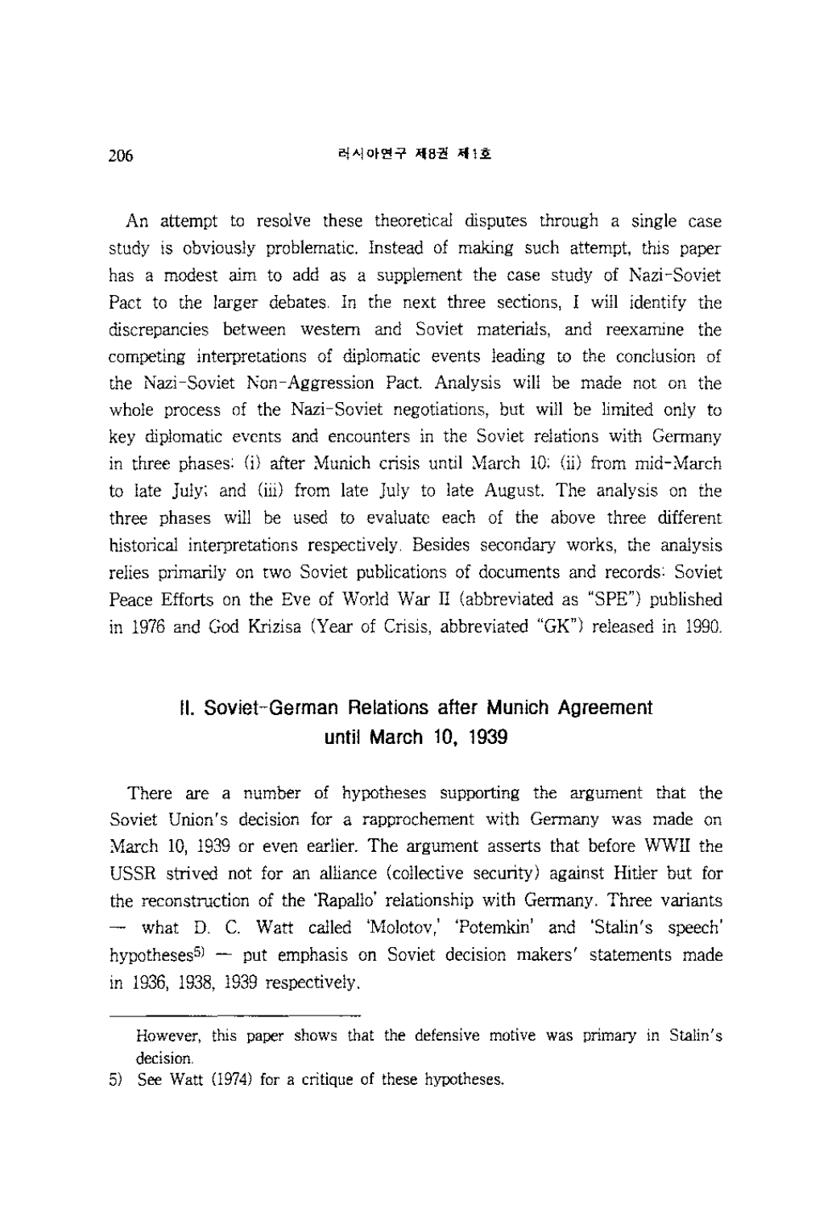An attempt to resolve these theoretical disputes through a single case study is obviously problematic. Instead of making such attempt, this paper has a modest aim to add as a supplement the case study of Nazi-Soviet Pact to the larger debates. In the next three sections, I will identify the discrepancies between western and Soviet materials, and reexamine the competing interpretations of diplomatic events leading to the conclusion of the Nazi-Soviet Non-Aggression Pact. Analysis will be made not on the whole process of the Nazi-Soviet negotiations, but will be limited only to key diplomatic events and encounters in the Soviet relations with Germany in three phases: (i) after Munich crisis until March 10; (ii) from mid-March to late July; and (iii) from late July to late August. The analysis on the three phases will be used to evaluate each of the above three different historical interpretations respectively. Besides secondary works, the analysis relies primarily on two Soviet publications of documents and records: Soviet Peace Efforts on the Eve of World War II (abbreviated as "SPE") published in 1976 and God Krizisa (Year of Crisis, abbreviated "GK") released in 1990.

## II. Soviet-German Relations after Munich Agreement until March 10, 1939

There are a number of hypotheses supporting the argument that the Soviet Union's decision for a rapprochement with Germany was made on March 10, 1939 or even earlier. The argument asserts that before WWII the USSR strived not for an alliance (collective security) against Hitler but for the reconstruction of the 'Rapallo' relationship with Germany. Three variants — what D. C. Watt called 'Molotov,' 'Potemkin' and 'Stalin's speech' hypotheses[5] — put emphasis on Soviet decision makers' statements made in 1936, 1938, 1939 respectively.

---

However, this paper shows that the defensive motive was primary in Stalin's decision.

5) See Watt (1974) for a critique of these hypotheses.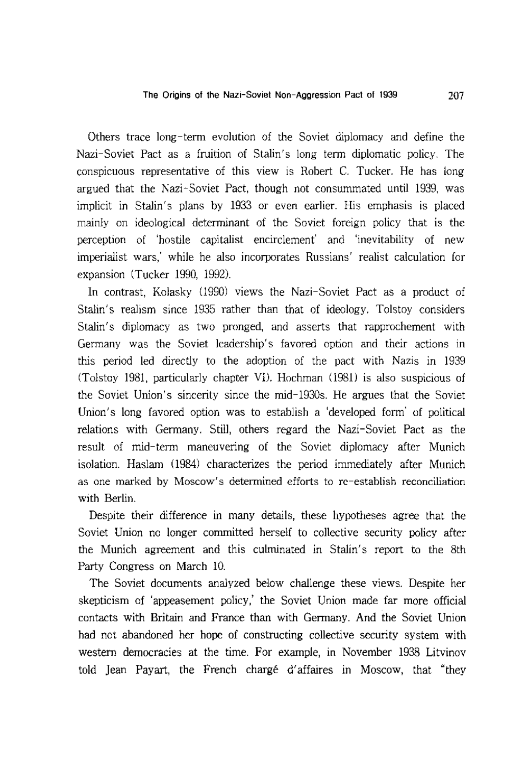Others trace long-term evolution of the Soviet diplomacy and define the Nazi-Soviet Pact as a fruition of Stalin's long term diplomatic policy. The conspicuous representative of this view is Robert C. Tucker. He has long argued that the Nazi-Soviet Pact, though not consummated until 1939, was implicit in Stalin's plans by 1933 or even earlier. His emphasis is placed mainly on ideological determinant of the Soviet foreign policy that is the perception of 'hostile capitalist encirclement' and 'inevitability of new imperialist wars,' while he also incorporates Russians' realist calculation for expansion (Tucker 1990, 1992).

In contrast, Kolasky (1990) views the Nazi-Soviet Pact as a product of Stalin's realism since 1935 rather than that of ideology. Tolstoy considers Stalin's diplomacy as two pronged, and asserts that rapprochement with Germany was the Soviet leadership's favored option and their actions in this period led directly to the adoption of the pact with Nazis in 1939 (Tolstoy 1981, particularly chapter VI). Hochman (1981) is also suspicious of the Soviet Union's sincerity since the mid-1930s. He argues that the Soviet Union's long favored option was to establish a 'developed form' of political relations with Germany. Still, others regard the Nazi-Soviet Pact as the result of mid-term maneuvering of the Soviet diplomacy after Munich isolation. Haslam (1984) characterizes the period immediately after Munich as one marked by Moscow's determined efforts to re-establish reconciliation with Berlin.

Despite their difference in many details, these hypotheses agree that the Soviet Union no longer committed herself to collective security policy after the Munich agreement and this culminated in Stalin's report to the 8th Party Congress on March 10.

The Soviet documents analyzed below challenge these views. Despite her skepticism of 'appeasement policy,' the Soviet Union made far more official contacts with Britain and France than with Germany. And the Soviet Union had not abandoned her hope of constructing collective security system with western democracies at the time. For example, in November 1938 Litvinov told Jean Payart, the French chargé d'affaires in Moscow, that "they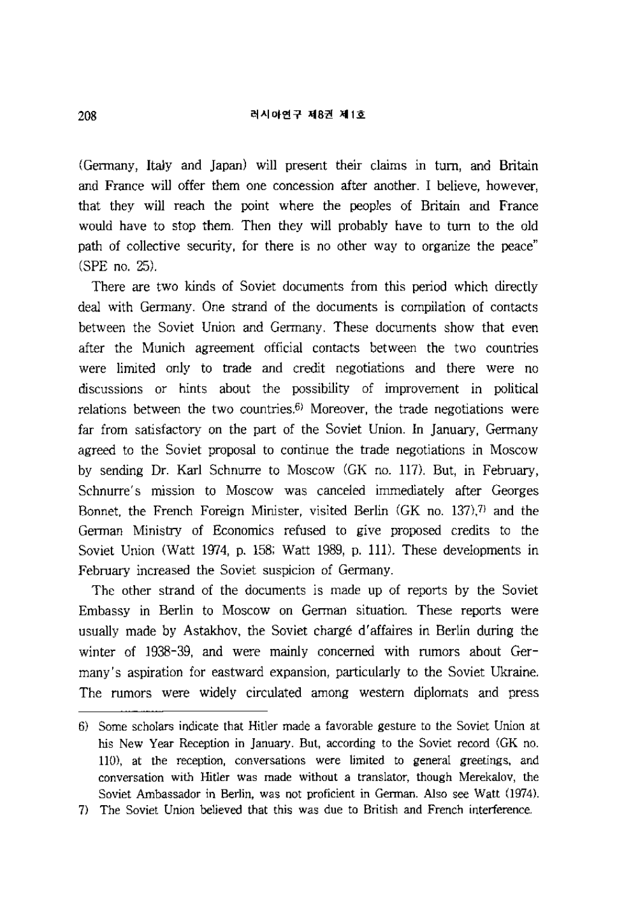(Germany, Italy and Japan) will present their claims in turn, and Britain and France will offer them one concession after another. I believe, however, that they will reach the point where the peoples of Britain and France would have to stop them. Then they will probably have to turn to the old path of collective security, for there is no other way to organize the peace" (SPE no. 25).

There are two kinds of Soviet documents from this period which directly deal with Germany. One strand of the documents is compilation of contacts between the Soviet Union and Germany. These documents show that even after the Munich agreement official contacts between the two countries were limited only to trade and credit negotiations and there were no discussions or hints about the possibility of improvement in political relations between the two countries.[6] Moreover, the trade negotiations were far from satisfactory on the part of the Soviet Union. In January, Germany agreed to the Soviet proposal to continue the trade negotiations in Moscow by sending Dr. Karl Schnurre to Moscow (GK no. 117). But, in February, Schnurre's mission to Moscow was canceled immediately after Georges Bonnet, the French Foreign Minister, visited Berlin (GK no. 137),[7] and the German Ministry of Economics refused to give proposed credits to the Soviet Union (Watt 1974, p. 158; Watt 1989, p. 111). These developments in February increased the Soviet suspicion of Germany.

The other strand of the documents is made up of reports by the Soviet Embassy in Berlin to Moscow on German situation. These reports were usually made by Astakhov, the Soviet chargé d'affaires in Berlin during the winter of 1938-39, and were mainly concerned with rumors about Germany's aspiration for eastward expansion, particularly to the Soviet Ukraine. The rumors were widely circulated among western diplomats and press

---

6) Some scholars indicate that Hitler made a favorable gesture to the Soviet Union at his New Year Reception in January. But, according to the Soviet record (GK no. 110), at the reception, conversations were limited to general greetings, and conversation with Hitler was made without a translator, though Merekalov, the Soviet Ambassador in Berlin, was not proficient in German. Also see Watt (1974).

7) The Soviet Union believed that this was due to British and French interference.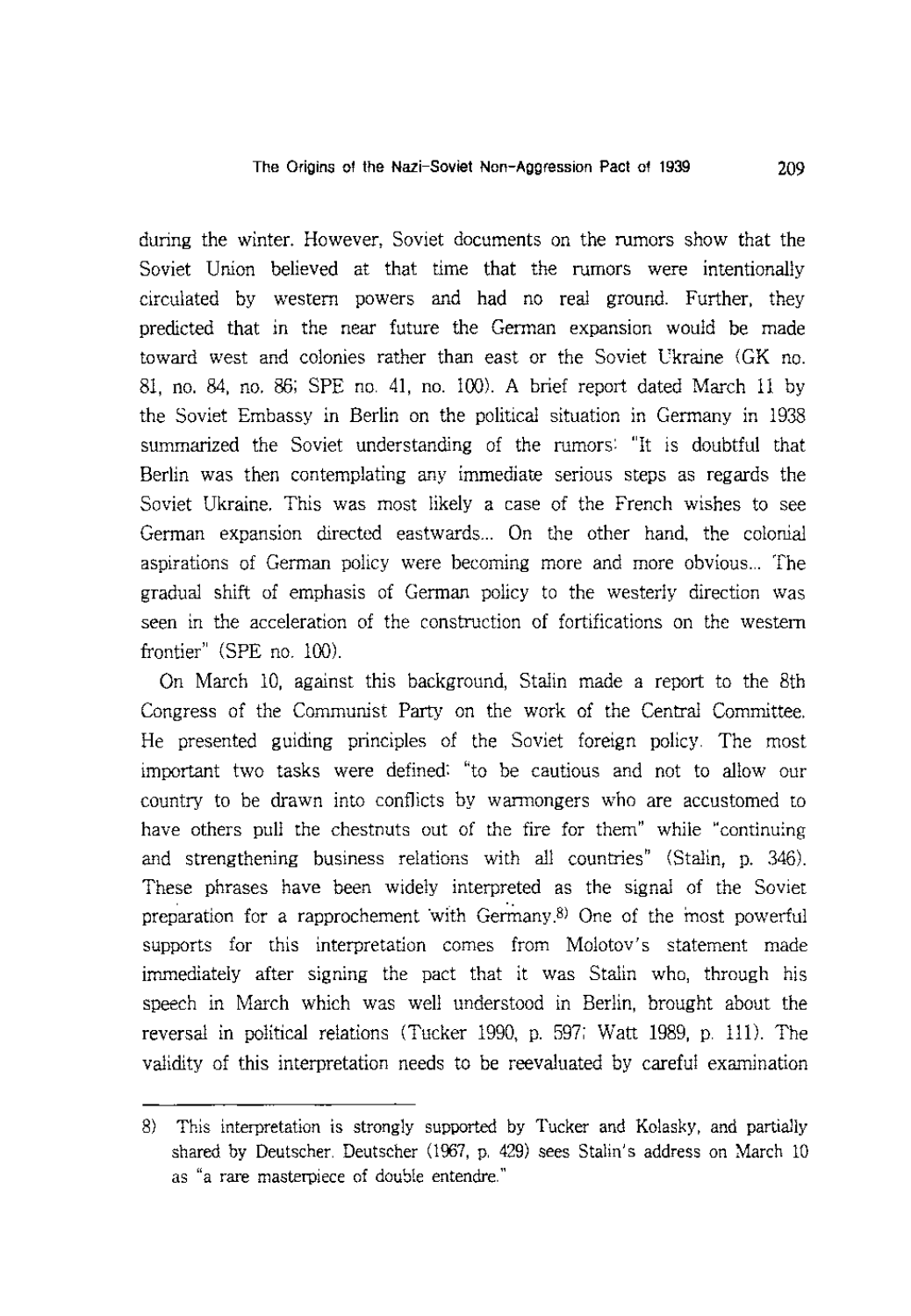during the winter. However, Soviet documents on the rumors show that the Soviet Union believed at that time that the rumors were intentionally circulated by western powers and had no real ground. Further, they predicted that in the near future the German expansion would be made toward west and colonies rather than east or the Soviet Ukraine (GK no. 81, no. 84, no. 86; SPE no. 41, no. 100). A brief report dated March 11 by the Soviet Embassy in Berlin on the political situation in Germany in 1938 summarized the Soviet understanding of the rumors: "It is doubtful that Berlin was then contemplating any immediate serious steps as regards the Soviet Ukraine. This was most likely a case of the French wishes to see German expansion directed eastwards... On the other hand, the colonial aspirations of German policy were becoming more and more obvious... The gradual shift of emphasis of German policy to the westerly direction was seen in the acceleration of the construction of fortifications on the western frontier" (SPE no. 100).

On March 10, against this background, Stalin made a report to the 8th Congress of the Communist Party on the work of the Central Committee. He presented guiding principles of the Soviet foreign policy. The most important two tasks were defined: "to be cautious and not to allow our country to be drawn into conflicts by warmongers who are accustomed to have others pull the chestnuts out of the fire for them" while "continuing and strengthening business relations with all countries" (Stalin, p. 346). These phrases have been widely interpreted as the signal of the Soviet preparation for a rapprochement with Germany.[8] One of the most powerful supports for this interpretation comes from Molotov's statement made immediately after signing the pact that it was Stalin who, through his speech in March which was well understood in Berlin, brought about the reversal in political relations (Tucker 1990, p. 597; Watt 1989, p. 111). The validity of this interpretation needs to be reevaluated by careful examination

---

8) This interpretation is strongly supported by Tucker and Kolasky, and partially shared by Deutscher. Deutscher (1967, p. 429) sees Stalin's address on March 10 as "a rare masterpiece of double entendre."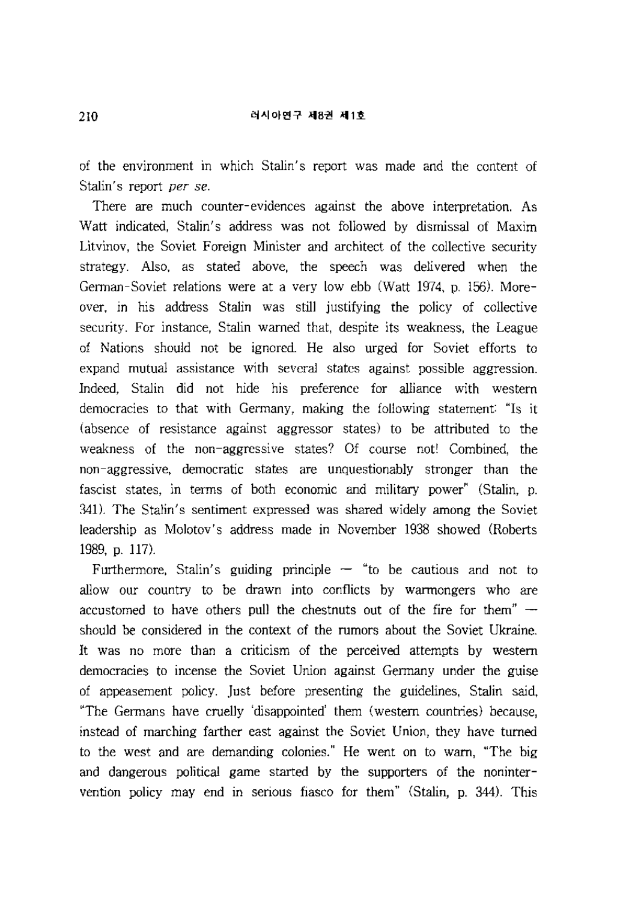of the environment in which Stalin's report was made and the content of Stalin's report *per se*.

There are much counter-evidences against the above interpretation. As Watt indicated, Stalin's address was not followed by dismissal of Maxim Litvinov, the Soviet Foreign Minister and architect of the collective security strategy. Also, as stated above, the speech was delivered when the German-Soviet relations were at a very low ebb (Watt 1974, p. 156). Moreover, in his address Stalin was still justifying the policy of collective security. For instance, Stalin warned that, despite its weakness, the League of Nations should not be ignored. He also urged for Soviet efforts to expand mutual assistance with several states against possible aggression. Indeed, Stalin did not hide his preference for alliance with western democracies to that with Germany, making the following statement: "Is it (absence of resistance against aggressor states) to be attributed to the weakness of the non-aggressive states? Of course not! Combined, the non-aggressive, democratic states are unquestionably stronger than the fascist states, in terms of both economic and military power" (Stalin, p. 341). The Stalin's sentiment expressed was shared widely among the Soviet leadership as Molotov's address made in November 1938 showed (Roberts 1989, p. 117).

Furthermore, Stalin's guiding principle — "to be cautious and not to allow our country to be drawn into conflicts by warmongers who are accustomed to have others pull the chestnuts out of the fire for them" — should be considered in the context of the rumors about the Soviet Ukraine. It was no more than a criticism of the perceived attempts by western democracies to incense the Soviet Union against Germany under the guise of appeasement policy. Just before presenting the guidelines, Stalin said, "The Germans have cruelly 'disappointed' them (western countries) because, instead of marching farther east against the Soviet Union, they have turned to the west and are demanding colonies." He went on to warn, "The big and dangerous political game started by the supporters of the nonintervention policy may end in serious fiasco for them" (Stalin, p. 344). This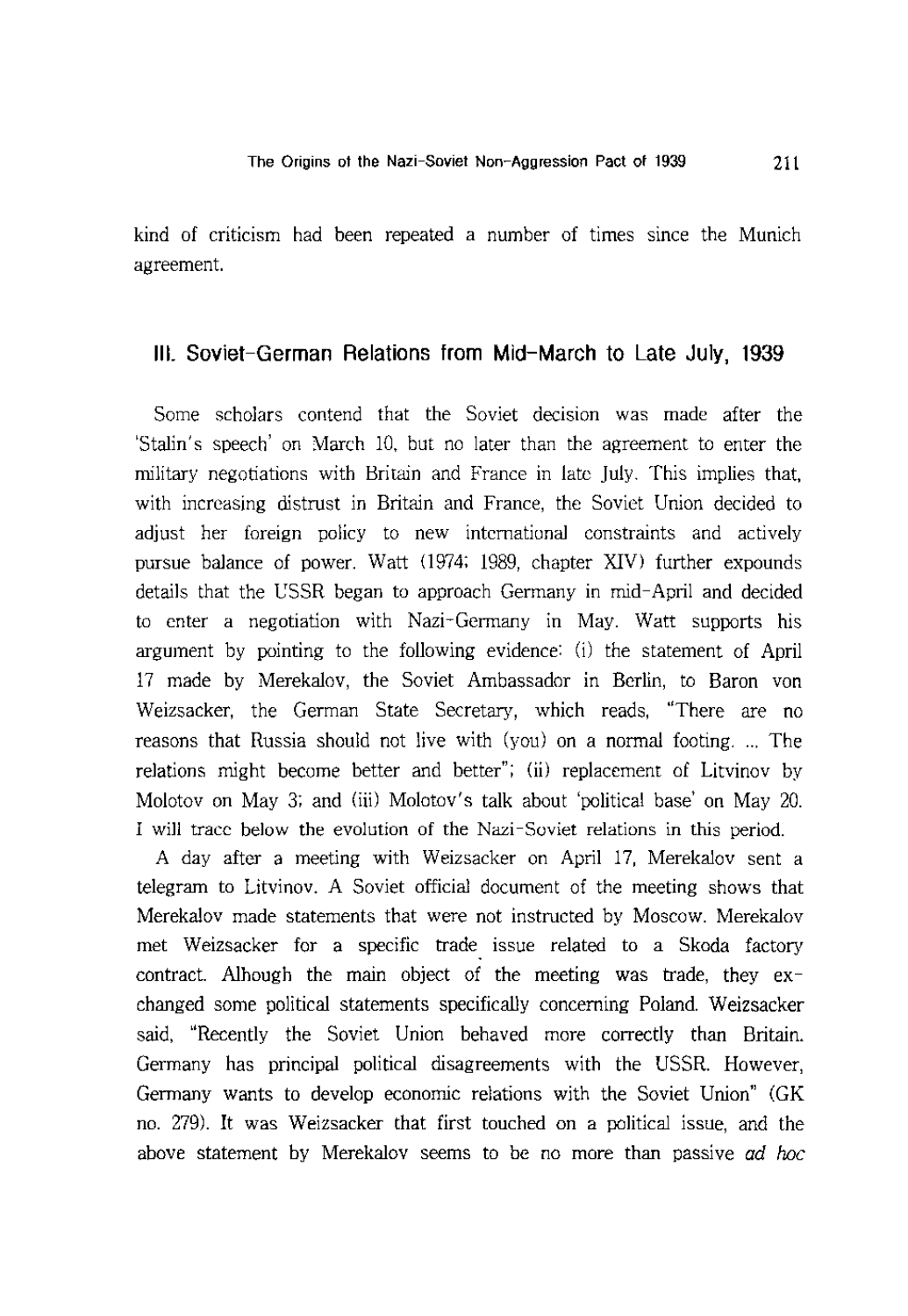kind of criticism had been repeated a number of times since the Munich agreement.

## III. Soviet-German Relations from Mid-March to Late July, 1939

Some scholars contend that the Soviet decision was made after the 'Stalin's speech' on March 10, but no later than the agreement to enter the military negotiations with Britain and France in late July. This implies that, with increasing distrust in Britain and France, the Soviet Union decided to adjust her foreign policy to new international constraints and actively pursue balance of power. Watt (1974; 1989, chapter XIV) further expounds details that the USSR began to approach Germany in mid-April and decided to enter a negotiation with Nazi-Germany in May. Watt supports his argument by pointing to the following evidence: (i) the statement of April 17 made by Merekalov, the Soviet Ambassador in Berlin, to Baron von Weizsacker, the German State Secretary, which reads, "There are no reasons that Russia should not live with (you) on a normal footing. ... The relations might become better and better"; (ii) replacement of Litvinov by Molotov on May 3; and (iii) Molotov's talk about 'political base' on May 20. I will trace below the evolution of the Nazi-Soviet relations in this period.

A day after a meeting with Weizsacker on April 17, Merekalov sent a telegram to Litvinov. A Soviet official document of the meeting shows that Merekalov made statements that were not instructed by Moscow. Merekalov met Weizsacker for a specific trade issue related to a Skoda factory contract. Alhough the main object of the meeting was trade, they exchanged some political statements specifically concerning Poland. Weizsacker said, "Recently the Soviet Union behaved more correctly than Britain. Germany has principal political disagreements with the USSR. However, Germany wants to develop economic relations with the Soviet Union" (GK no. 279). It was Weizsacker that first touched on a political issue, and the above statement by Merekalov seems to be no more than passive *ad hoc*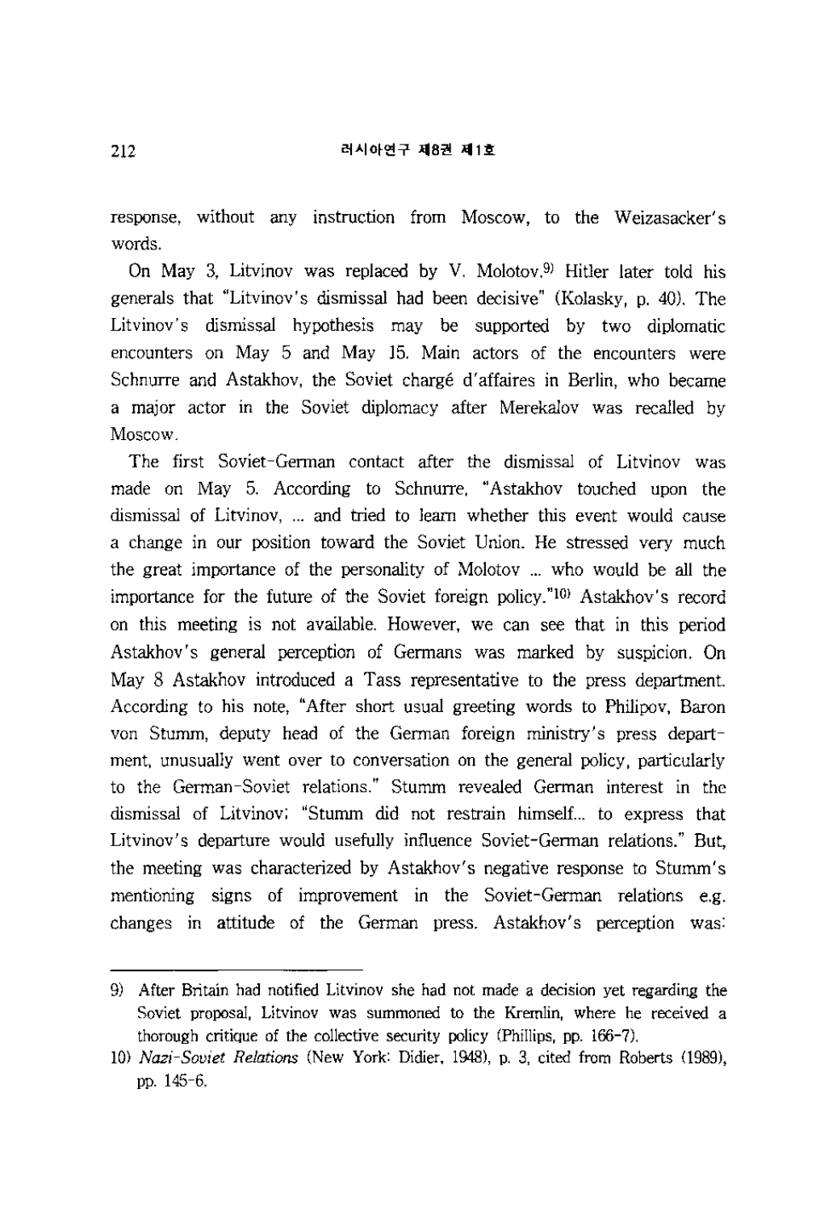response, without any instruction from Moscow, to the Weizasacker's words.

On May 3, Litvinov was replaced by V. Molotov.[9] Hitler later told his generals that "Litvinov's dismissal had been decisive" (Kolasky, p. 40). The Litvinov's dismissal hypothesis may be supported by two diplomatic encounters on May 5 and May 15. Main actors of the encounters were Schnurre and Astakhov, the Soviet chargé d'affaires in Berlin, who became a major actor in the Soviet diplomacy after Merekalov was recalled by Moscow.

The first Soviet-German contact after the dismissal of Litvinov was made on May 5. According to Schnurre, "Astakhov touched upon the dismissal of Litvinov, ... and tried to learn whether this event would cause a change in our position toward the Soviet Union. He stressed very much the great importance of the personality of Molotov ... who would be all the importance for the future of the Soviet foreign policy."[10] Astakhov's record on this meeting is not available. However, we can see that in this period Astakhov's general perception of Germans was marked by suspicion. On May 8 Astakhov introduced a Tass representative to the press department. According to his note, "After short usual greeting words to Philipov, Baron von Stumm, deputy head of the German foreign ministry's press department, unusually went over to conversation on the general policy, particularly to the German-Soviet relations." Stumm revealed German interest in the dismissal of Litvinov; "Stumm did not restrain himself... to express that Litvinov's departure would usefully influence Soviet-German relations." But, the meeting was characterized by Astakhov's negative response to Stumm's mentioning signs of improvement in the Soviet-German relations e.g. changes in attitude of the German press. Astakhov's perception was:

---

9) After Britain had notified Litvinov she had not made a decision yet regarding the Soviet proposal, Litvinov was summoned to the Kremlin, where he received a thorough critique of the collective security policy (Phillips, pp. 166-7).

10) *Nazi-Soviet Relations* (New York: Didier, 1948), p. 3, cited from Roberts (1989), pp. 145-6.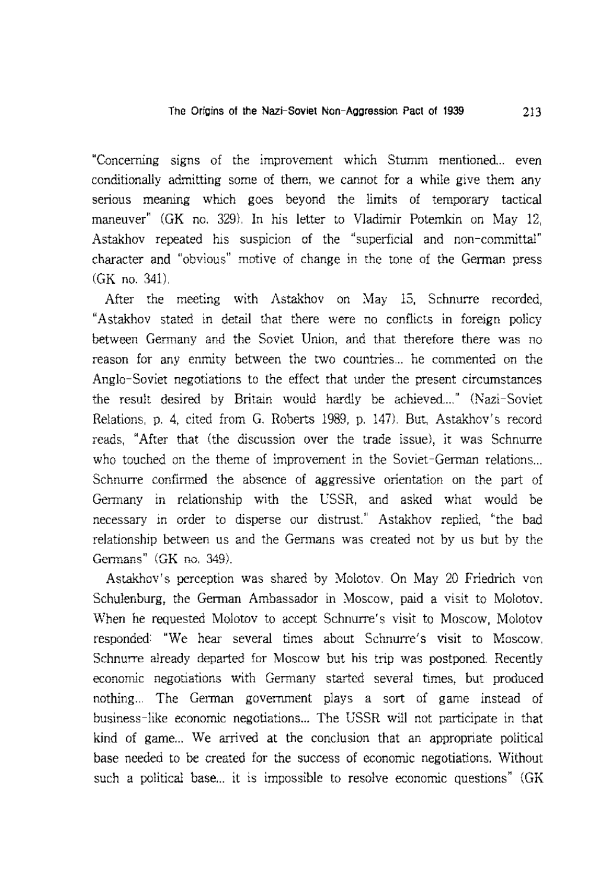"Concerning signs of the improvement which Stumm mentioned... even conditionally admitting some of them, we cannot for a while give them any serious meaning which goes beyond the limits of temporary tactical maneuver" (GK no. 329). In his letter to Vladimir Potemkin on May 12, Astakhov repeated his suspicion of the "superficial and non-committal" character and "obvious" motive of change in the tone of the German press (GK no. 341).

After the meeting with Astakhov on May 15, Schnurre recorded, "Astakhov stated in detail that there were no conflicts in foreign policy between Germany and the Soviet Union, and that therefore there was no reason for any enmity between the two countries... he commented on the Anglo-Soviet negotiations to the effect that under the present circumstances the result desired by Britain would hardly be achieved...." (Nazi-Soviet Relations, p. 4, cited from G. Roberts 1989, p. 147). But, Astakhov's record reads, "After that (the discussion over the trade issue), it was Schnurre who touched on the theme of improvement in the Soviet-German relations... Schnurre confirmed the absence of aggressive orientation on the part of Germany in relationship with the USSR, and asked what would be necessary in order to disperse our distrust." Astakhov replied, "the bad relationship between us and the Germans was created not by us but by the Germans" (GK no. 349).

Astakhov's perception was shared by Molotov. On May 20 Friedrich von Schulenburg, the German Ambassador in Moscow, paid a visit to Molotov. When he requested Molotov to accept Schnurre's visit to Moscow, Molotov responded: "We hear several times about Schnurre's visit to Moscow. Schnurre already departed for Moscow but his trip was postponed. Recently economic negotiations with Germany started several times, but produced nothing... The German government plays a sort of game instead of business-like economic negotiations... The USSR will not participate in that kind of game... We arrived at the conclusion that an appropriate political base needed to be created for the success of economic negotiations. Without such a political base... it is impossible to resolve economic questions" (GK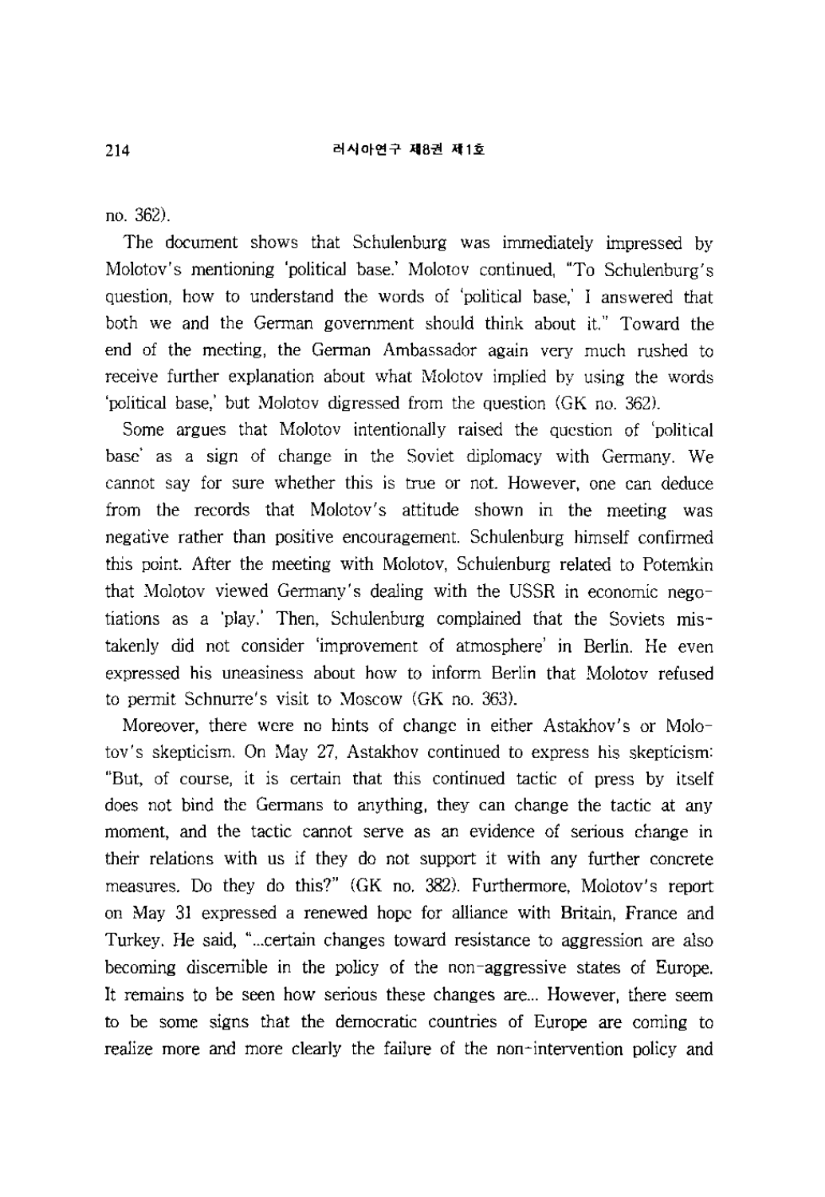no. 362).

The document shows that Schulenburg was immediately impressed by Molotov's mentioning 'political base.' Molotov continued, "To Schulenburg's question, how to understand the words of 'political base,' I answered that both we and the German government should think about it." Toward the end of the meeting, the German Ambassador again very much rushed to receive further explanation about what Molotov implied by using the words 'political base,' but Molotov digressed from the question (GK no. 362).

Some argues that Molotov intentionally raised the question of 'political base' as a sign of change in the Soviet diplomacy with Germany. We cannot say for sure whether this is true or not. However, one can deduce from the records that Molotov's attitude shown in the meeting was negative rather than positive encouragement. Schulenburg himself confirmed this point. After the meeting with Molotov, Schulenburg related to Potemkin that Molotov viewed Germany's dealing with the USSR in economic negotiations as a 'play.' Then, Schulenburg complained that the Soviets mistakenly did not consider 'improvement of atmosphere' in Berlin. He even expressed his uneasiness about how to inform Berlin that Molotov refused to permit Schnurre's visit to Moscow (GK no. 363).

Moreover, there were no hints of change in either Astakhov's or Molotov's skepticism. On May 27, Astakhov continued to express his skepticism: "But, of course, it is certain that this continued tactic of press by itself does not bind the Germans to anything, they can change the tactic at any moment, and the tactic cannot serve as an evidence of serious change in their relations with us if they do not support it with any further concrete measures. Do they do this?" (GK no. 382). Furthermore, Molotov's report on May 31 expressed a renewed hope for alliance with Britain, France and Turkey. He said, "...certain changes toward resistance to aggression are also becoming discernible in the policy of the non-aggressive states of Europe. It remains to be seen how serious these changes are... However, there seem to be some signs that the democratic countries of Europe are coming to realize more and more clearly the failure of the non-intervention policy and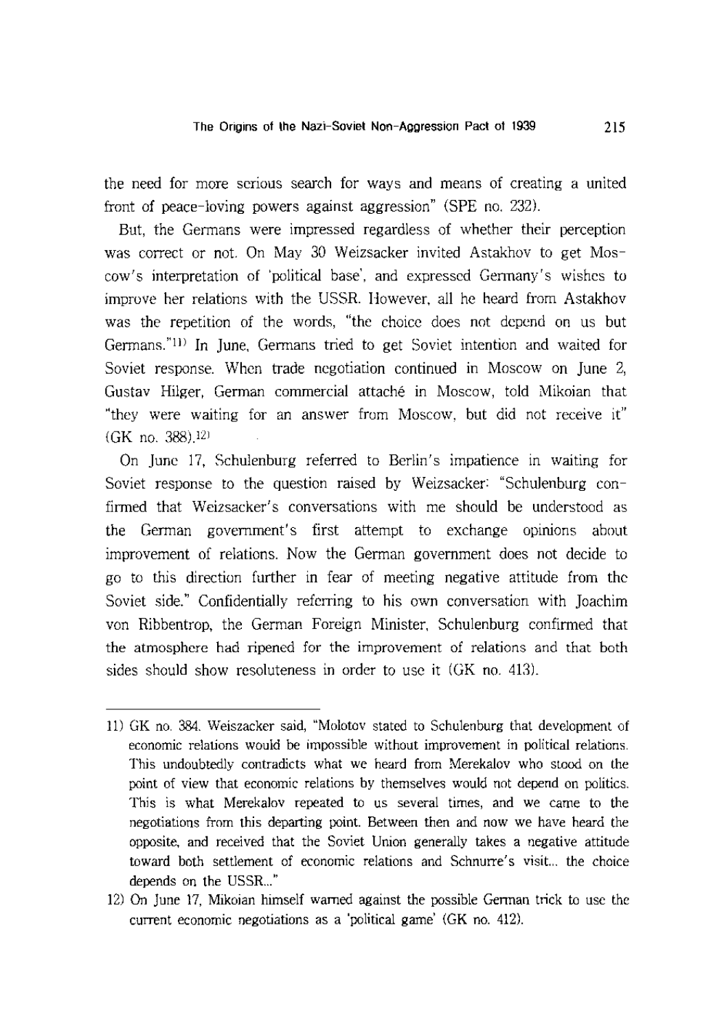the need for more serious search for ways and means of creating a united front of peace-loving powers against aggression" (SPE no. 232).

But, the Germans were impressed regardless of whether their perception was correct or not. On May 30 Weizsacker invited Astakhov to get Moscow's interpretation of 'political base', and expressed Germany's wishes to improve her relations with the USSR. However, all he heard from Astakhov was the repetition of the words, "the choice does not depend on us but Germans."[11] In June, Germans tried to get Soviet intention and waited for Soviet response. When trade negotiation continued in Moscow on June 2, Gustav Hilger, German commercial attaché in Moscow, told Mikoian that "they were waiting for an answer from Moscow, but did not receive it" (GK no. 388).[12]

On June 17, Schulenburg referred to Berlin's impatience in waiting for Soviet response to the question raised by Weizsacker: "Schulenburg confirmed that Weizsacker's conversations with me should be understood as the German government's first attempt to exchange opinions about improvement of relations. Now the German government does not decide to go to this direction further in fear of meeting negative attitude from the Soviet side." Confidentially referring to his own conversation with Joachim von Ribbentrop, the German Foreign Minister, Schulenburg confirmed that the atmosphere had ripened for the improvement of relations and that both sides should show resoluteness in order to use it (GK no. 413).

---

11) GK no. 384. Weiszacker said, "Molotov stated to Schulenburg that development of economic relations would be impossible without improvement in political relations. This undoubtedly contradicts what we heard from Merekalov who stood on the point of view that economic relations by themselves would not depend on politics. This is what Merekalov repeated to us several times, and we came to the negotiations from this departing point. Between then and now we have heard the opposite, and received that the Soviet Union generally takes a negative attitude toward both settlement of economic relations and Schnurre's visit... the choice depends on the USSR..."

12) On June 17, Mikoian himself warned against the possible German trick to use the current economic negotiations as a 'political game' (GK no. 412).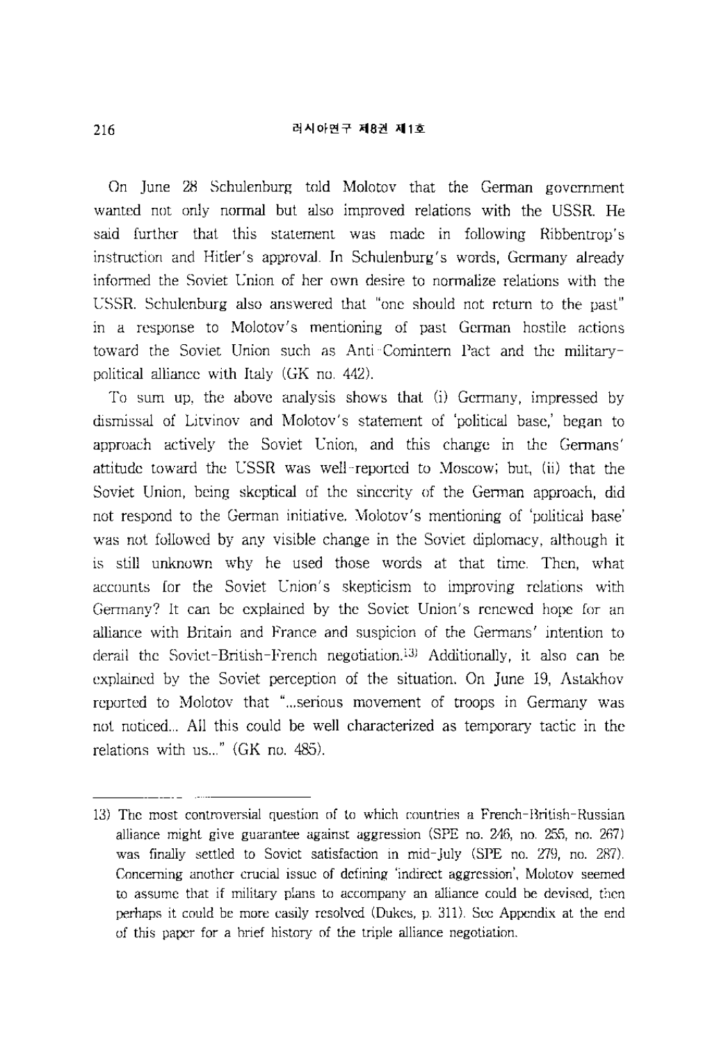On June 28 Schulenburg told Molotov that the German government wanted not only normal but also improved relations with the USSR. He said further that this statement was made in following Ribbentrop's instruction and Hitler's approval. In Schulenburg's words, Germany already informed the Soviet Union of her own desire to normalize relations with the USSR. Schulenburg also answered that "one should not return to the past" in a response to Molotov's mentioning of past German hostile actions toward the Soviet Union such as Anti-Comintern Pact and the military-political alliance with Italy (GK no. 442).

To sum up, the above analysis shows that (i) Germany, impressed by dismissal of Litvinov and Molotov's statement of 'political base,' began to approach actively the Soviet Union, and this change in the Germans' attitude toward the USSR was well-reported to Moscow; but, (ii) that the Soviet Union, being skeptical of the sincerity of the German approach, did not respond to the German initiative. Molotov's mentioning of 'political base' was not followed by any visible change in the Soviet diplomacy, although it is still unknown why he used those words at that time. Then, what accounts for the Soviet Union's skepticism to improving relations with Germany? It can be explained by the Soviet Union's renewed hope for an alliance with Britain and France and suspicion of the Germans' intention to derail the Soviet-British-French negotiation.[13] Additionally, it also can be explained by the Soviet perception of the situation. On June 19, Astakhov reported to Molotov that "...serious movement of troops in Germany was not noticed... All this could be well characterized as temporary tactic in the relations with us..." (GK no. 485).

---

13) The most controversial question of to which countries a French-British-Russian alliance might give guarantee against aggression (SPE no. 246, no. 255, no. 267) was finally settled to Soviet satisfaction in mid-July (SPE no. 279, no. 287). Concerning another crucial issue of defining 'indirect aggression', Molotov seemed to assume that if military plans to accompany an alliance could be devised, then perhaps it could be more easily resolved (Dukes, p. 311). See Appendix at the end of this paper for a brief history of the triple alliance negotiation.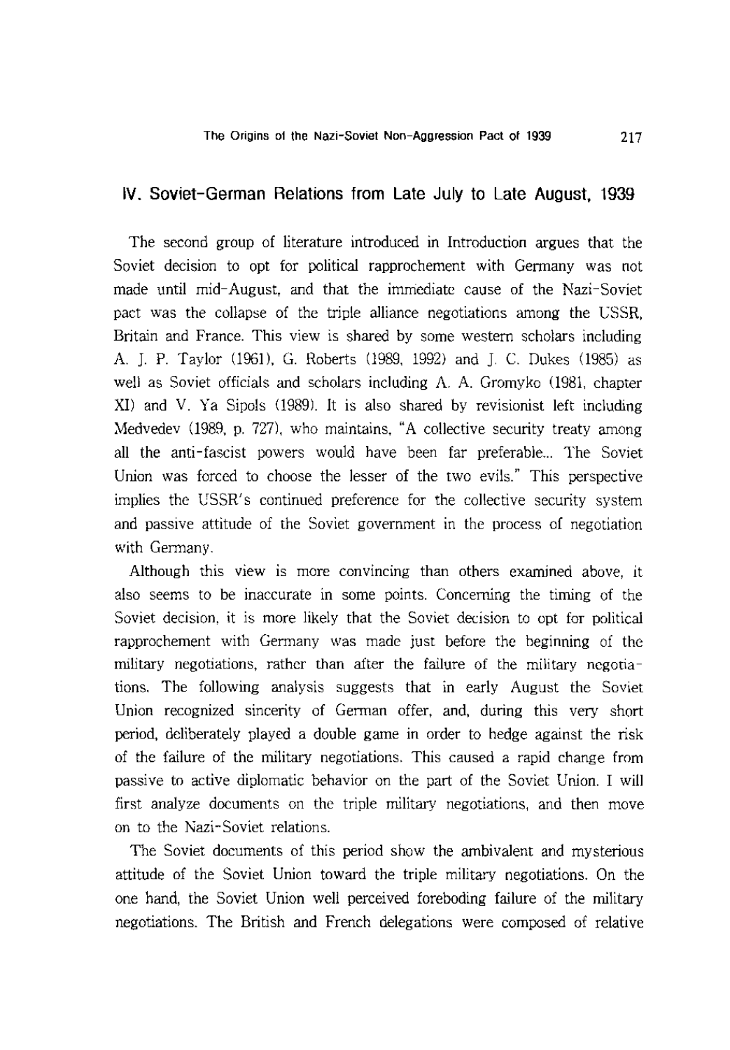## IV. Soviet-German Relations from Late July to Late August, 1939

The second group of literature introduced in Introduction argues that the Soviet decision to opt for political rapprochement with Germany was not made until mid-August, and that the immediate cause of the Nazi-Soviet pact was the collapse of the triple alliance negotiations among the USSR, Britain and France. This view is shared by some western scholars including A. J. P. Taylor (1961), G. Roberts (1989, 1992) and J. C. Dukes (1985) as well as Soviet officials and scholars including A. A. Gromyko (1981, chapter XI) and V. Ya Sipols (1989). It is also shared by revisionist left including Medvedev (1989, p. 727), who maintains, "A collective security treaty among all the anti-fascist powers would have been far preferable... The Soviet Union was forced to choose the lesser of the two evils." This perspective implies the USSR's continued preference for the collective security system and passive attitude of the Soviet government in the process of negotiation with Germany.

Although this view is more convincing than others examined above, it also seems to be inaccurate in some points. Concerning the timing of the Soviet decision, it is more likely that the Soviet decision to opt for political rapprochement with Germany was made just before the beginning of the military negotiations, rather than after the failure of the military negotiations. The following analysis suggests that in early August the Soviet Union recognized sincerity of German offer, and, during this very short period, deliberately played a double game in order to hedge against the risk of the failure of the military negotiations. This caused a rapid change from passive to active diplomatic behavior on the part of the Soviet Union. I will first analyze documents on the triple military negotiations, and then move on to the Nazi-Soviet relations.

The Soviet documents of this period show the ambivalent and mysterious attitude of the Soviet Union toward the triple military negotiations. On the one hand, the Soviet Union well perceived foreboding failure of the military negotiations. The British and French delegations were composed of relative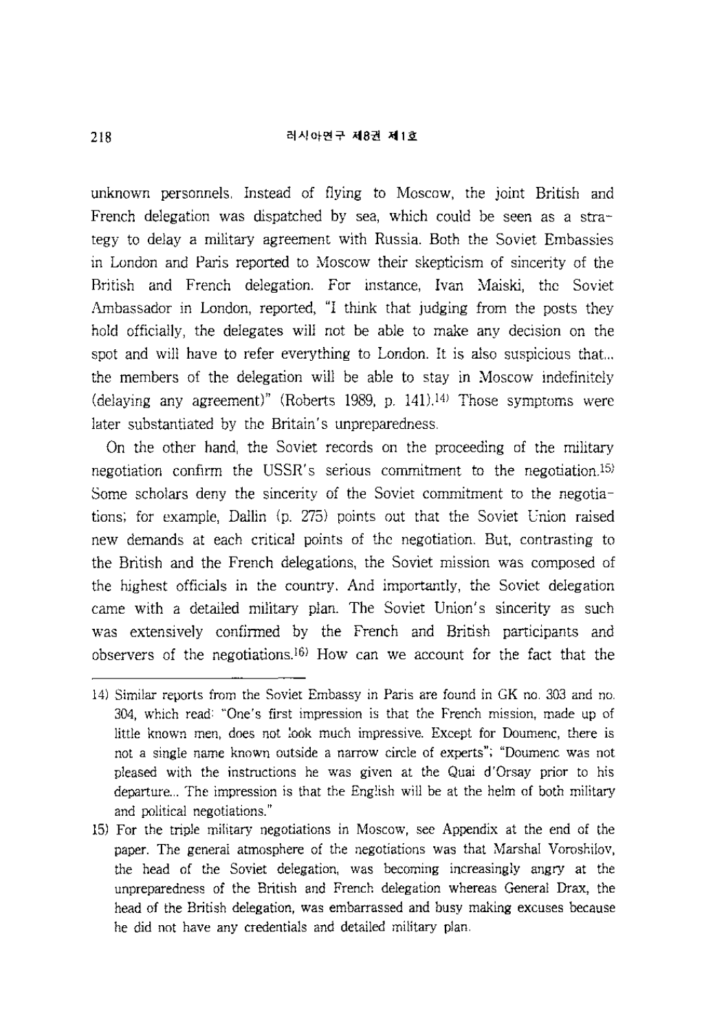unknown personnels. Instead of flying to Moscow, the joint British and French delegation was dispatched by sea, which could be seen as a strategy to delay a military agreement with Russia. Both the Soviet Embassies in London and Paris reported to Moscow their skepticism of sincerity of the British and French delegation. For instance, Ivan Maiski, the Soviet Ambassador in London, reported, "I think that judging from the posts they hold officially, the delegates will not be able to make any decision on the spot and will have to refer everything to London. It is also suspicious that... the members of the delegation will be able to stay in Moscow indefinitely (delaying any agreement)" (Roberts 1989, p. 141).[14] Those symptoms were later substantiated by the Britain's unpreparedness.

On the other hand, the Soviet records on the proceeding of the military negotiation confirm the USSR's serious commitment to the negotiation.[15] Some scholars deny the sincerity of the Soviet commitment to the negotiations; for example, Dallin (p. 275) points out that the Soviet Union raised new demands at each critical points of the negotiation. But, contrasting to the British and the French delegations, the Soviet mission was composed of the highest officials in the country. And importantly, the Soviet delegation came with a detailed military plan. The Soviet Union's sincerity as such was extensively confirmed by the French and British participants and observers of the negotiations.[16] How can we account for the fact that the

---

14) Similar reports from the Soviet Embassy in Paris are found in GK no. 303 and no. 304, which read: "One's first impression is that the French mission, made up of little known men, does not look much impressive. Except for Doumenc, there is not a single name known outside a narrow circle of experts"; "Doumenc was not pleased with the instructions he was given at the Quai d'Orsay prior to his departure... The impression is that the English will be at the helm of both military and political negotiations."

15) For the triple military negotiations in Moscow, see Appendix at the end of the paper. The general atmosphere of the negotiations was that Marshal Voroshilov, the head of the Soviet delegation, was becoming increasingly angry at the unpreparedness of the British and French delegation whereas General Drax, the head of the British delegation, was embarrassed and busy making excuses because he did not have any credentials and detailed military plan.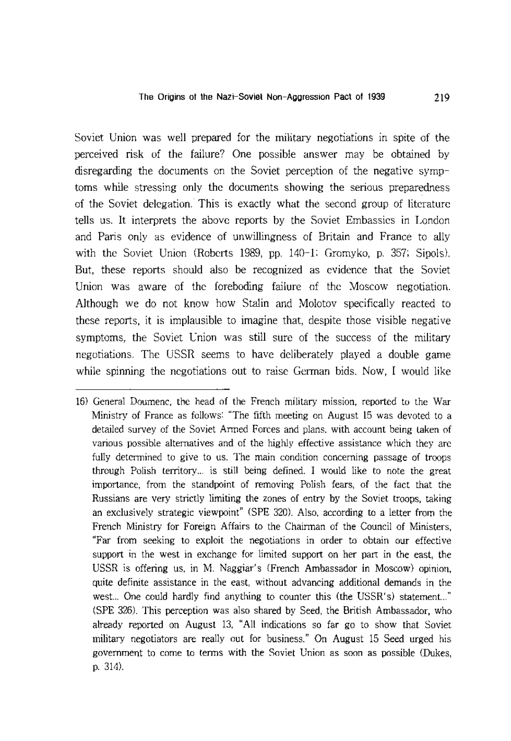Soviet Union was well prepared for the military negotiations in spite of the perceived risk of the failure? One possible answer may be obtained by disregarding the documents on the Soviet perception of the negative symptoms while stressing only the documents showing the serious preparedness of the Soviet delegation. This is exactly what the second group of literature tells us. It interprets the above reports by the Soviet Embassies in London and Paris only as evidence of unwillingness of Britain and France to ally with the Soviet Union (Roberts 1989, pp. 140-1; Gromyko, p. 357; Sipols). But, these reports should also be recognized as evidence that the Soviet Union was aware of the foreboding failure of the Moscow negotiation. Although we do not know how Stalin and Molotov specifically reacted to these reports, it is implausible to imagine that, despite those visible negative symptoms, the Soviet Union was still sure of the success of the military negotiations. The USSR seems to have deliberately played a double game while spinning the negotiations out to raise German bids. Now, I would like

---

16) General Doumenc, the head of the French military mission, reported to the War Ministry of France as follows: "The fifth meeting on August 15 was devoted to a detailed survey of the Soviet Armed Forces and plans, with account being taken of various possible alternatives and of the highly effective assistance which they are fully determined to give to us. The main condition concerning passage of troops through Polish territory... is still being defined. I would like to note the great importance, from the standpoint of removing Polish fears, of the fact that the Russians are very strictly limiting the zones of entry by the Soviet troops, taking an exclusively strategic viewpoint" (SPE 320). Also, according to a letter from the French Ministry for Foreign Affairs to the Chairman of the Council of Ministers, "Far from seeking to exploit the negotiations in order to obtain our effective support in the west in exchange for limited support on her part in the east, the USSR is offering us, in M. Naggiar's (French Ambassador in Moscow) opinion, quite definite assistance in the east, without advancing additional demands in the west... One could hardly find anything to counter this (the USSR's) statement..." (SPE 326). This perception was also shared by Seed, the British Ambassador, who already reported on August 13, "All indications so far go to show that Soviet military negotiators are really out for business." On August 15 Seed urged his government to come to terms with the Soviet Union as soon as possible (Dukes, p. 314).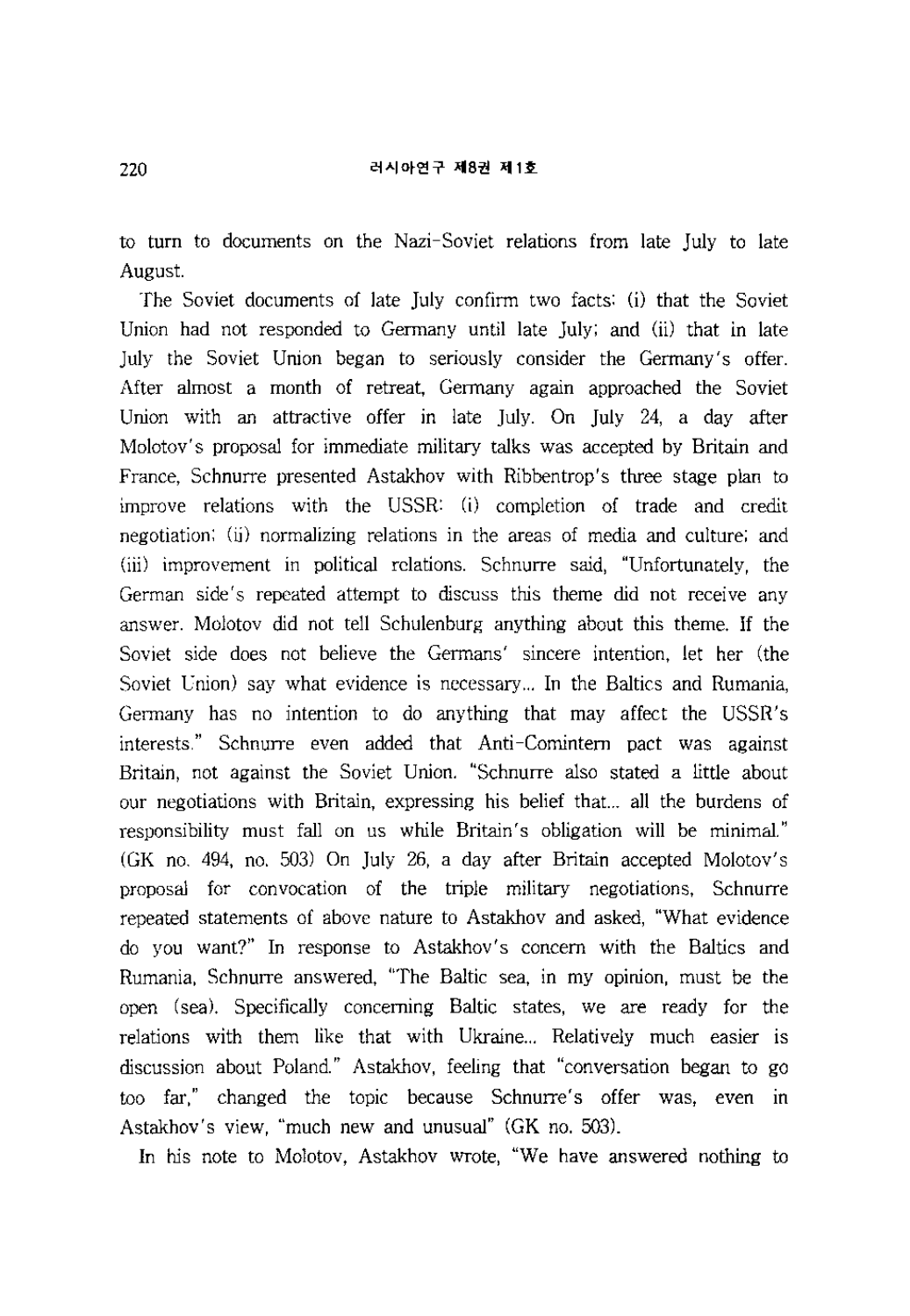to turn to documents on the Nazi-Soviet relations from late July to late August.

The Soviet documents of late July confirm two facts: (i) that the Soviet Union had not responded to Germany until late July; and (ii) that in late July the Soviet Union began to seriously consider the Germany's offer. After almost a month of retreat, Germany again approached the Soviet Union with an attractive offer in late July. On July 24, a day after Molotov's proposal for immediate military talks was accepted by Britain and France, Schnurre presented Astakhov with Ribbentrop's three stage plan to improve relations with the USSR: (i) completion of trade and credit negotiation; (ii) normalizing relations in the areas of media and culture; and (iii) improvement in political relations. Schnurre said, "Unfortunately, the German side's repeated attempt to discuss this theme did not receive any answer. Molotov did not tell Schulenburg anything about this theme. If the Soviet side does not believe the Germans' sincere intention, let her (the Soviet Union) say what evidence is necessary... In the Baltics and Rumania, Germany has no intention to do anything that may affect the USSR's interests." Schnurre even added that Anti-Comintern pact was against Britain, not against the Soviet Union. "Schnurre also stated a little about our negotiations with Britain, expressing his belief that... all the burdens of responsibility must fall on us while Britain's obligation will be minimal." (GK no. 494, no. 503) On July 26, a day after Britain accepted Molotov's proposal for convocation of the triple military negotiations, Schnurre repeated statements of above nature to Astakhov and asked, "What evidence do you want?" In response to Astakhov's concern with the Baltics and Rumania, Schnurre answered, "The Baltic sea, in my opinion, must be the open (sea). Specifically concerning Baltic states, we are ready for the relations with them like that with Ukraine... Relatively much easier is discussion about Poland." Astakhov, feeling that "conversation began to go too far," changed the topic because Schnurre's offer was, even in Astakhov's view, "much new and unusual" (GK no. 503).

In his note to Molotov, Astakhov wrote, "We have answered nothing to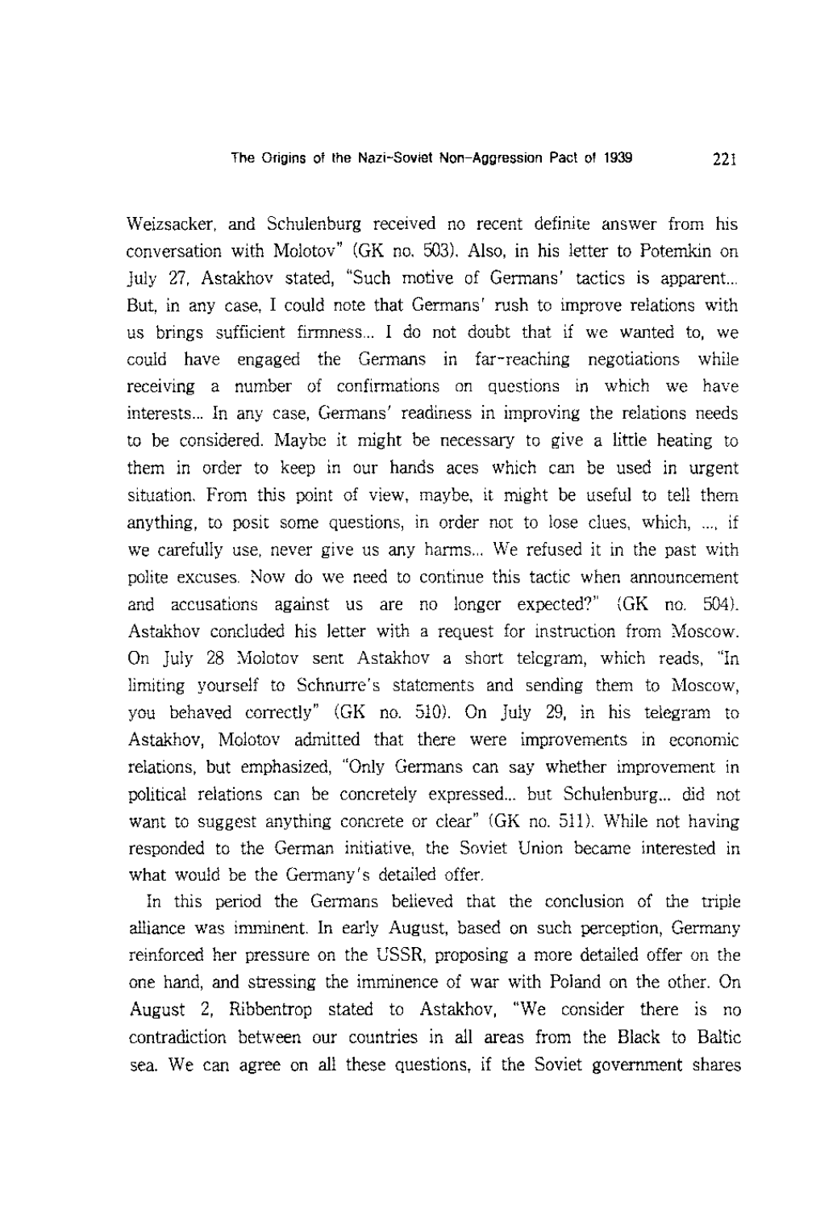Weizsacker, and Schulenburg received no recent definite answer from his conversation with Molotov" (GK no. 503). Also, in his letter to Potemkin on July 27, Astakhov stated, "Such motive of Germans' tactics is apparent... But, in any case, I could note that Germans' rush to improve relations with us brings sufficient firmness... I do not doubt that if we wanted to, we could have engaged the Germans in far-reaching negotiations while receiving a number of confirmations on questions in which we have interests... In any case, Germans' readiness in improving the relations needs to be considered. Maybe it might be necessary to give a little heating to them in order to keep in our hands aces which can be used in urgent situation. From this point of view, maybe, it might be useful to tell them anything, to posit some questions, in order not to lose clues, which, ..., if we carefully use, never give us any harms... We refused it in the past with polite excuses. Now do we need to continue this tactic when announcement and accusations against us are no longer expected?" (GK no. 504). Astakhov concluded his letter with a request for instruction from Moscow. On July 28 Molotov sent Astakhov a short telegram, which reads, "In limiting yourself to Schnurre's statements and sending them to Moscow, you behaved correctly" (GK no. 510). On July 29, in his telegram to Astakhov, Molotov admitted that there were improvements in economic relations, but emphasized, "Only Germans can say whether improvement in political relations can be concretely expressed... but Schulenburg... did not want to suggest anything concrete or clear" (GK no. 511). While not having responded to the German initiative, the Soviet Union became interested in what would be the Germany's detailed offer.

In this period the Germans believed that the conclusion of the triple alliance was imminent. In early August, based on such perception, Germany reinforced her pressure on the USSR, proposing a more detailed offer on the one hand, and stressing the imminence of war with Poland on the other. On August 2, Ribbentrop stated to Astakhov, "We consider there is no contradiction between our countries in all areas from the Black to Baltic sea. We can agree on all these questions, if the Soviet government shares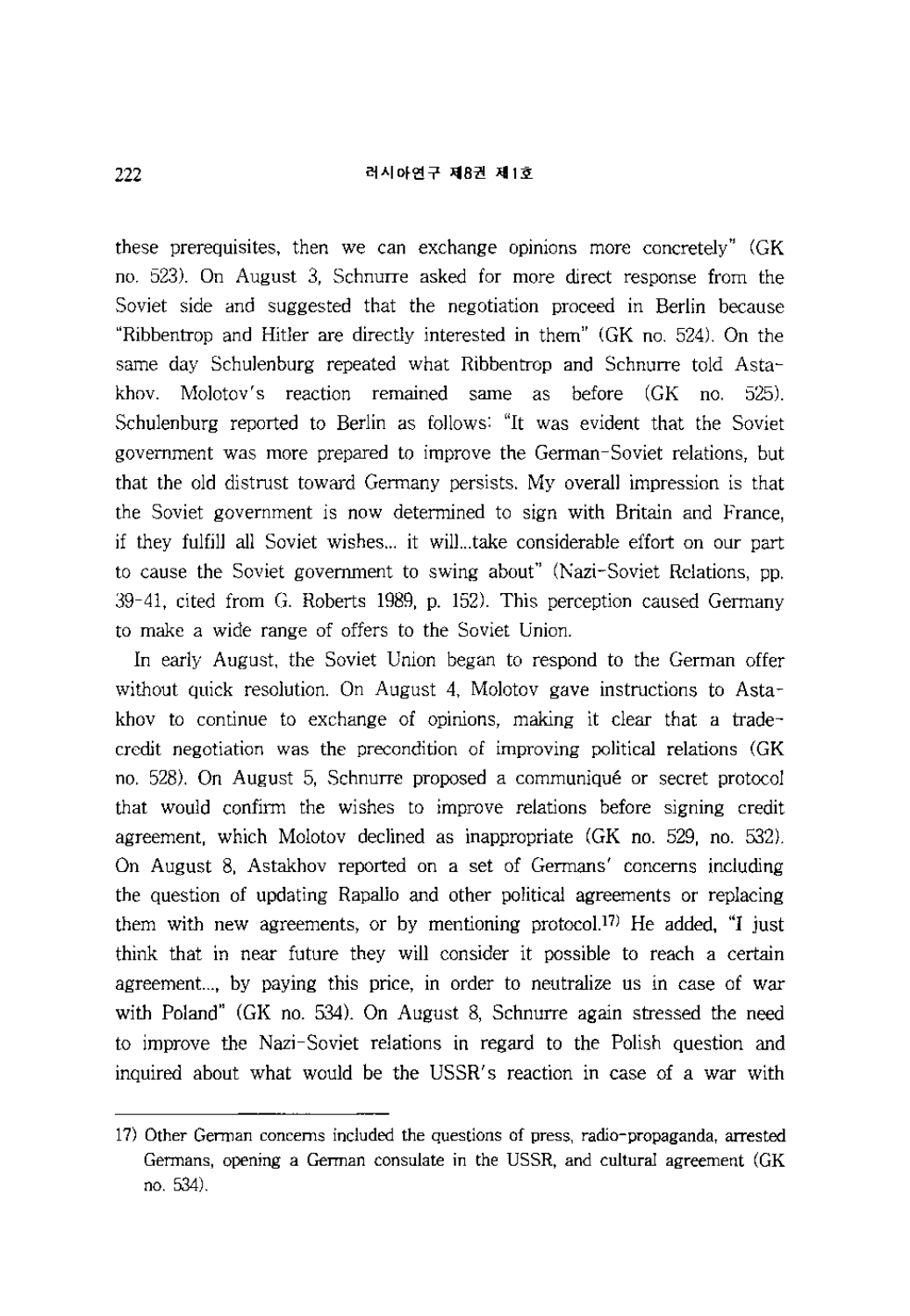these prerequisites, then we can exchange opinions more concretely" (GK no. 523). On August 3, Schnurre asked for more direct response from the Soviet side and suggested that the negotiation proceed in Berlin because "Ribbentrop and Hitler are directly interested in them" (GK no. 524). On the same day Schulenburg repeated what Ribbentrop and Schnurre told Astakhov. Molotov's reaction remained same as before (GK no. 525). Schulenburg reported to Berlin as follows: "It was evident that the Soviet government was more prepared to improve the German-Soviet relations, but that the old distrust toward Germany persists. My overall impression is that the Soviet government is now determined to sign with Britain and France, if they fulfill all Soviet wishes... it will...take considerable effort on our part to cause the Soviet government to swing about" (Nazi-Soviet Relations, pp. 39-41, cited from G. Roberts 1989, p. 152). This perception caused Germany to make a wide range of offers to the Soviet Union.

In early August, the Soviet Union began to respond to the German offer without quick resolution. On August 4, Molotov gave instructions to Astakhov to continue to exchange of opinions, making it clear that a trade-credit negotiation was the precondition of improving political relations (GK no. 528). On August 5, Schnurre proposed a communiqué or secret protocol that would confirm the wishes to improve relations before signing credit agreement, which Molotov declined as inappropriate (GK no. 529, no. 532). On August 8, Astakhov reported on a set of Germans' concerns including the question of updating Rapallo and other political agreements or replacing them with new agreements, or by mentioning protocol.[17] He added, "I just think that in near future they will consider it possible to reach a certain agreement..., by paying this price, in order to neutralize us in case of war with Poland" (GK no. 534). On August 8, Schnurre again stressed the need to improve the Nazi-Soviet relations in regard to the Polish question and inquired about what would be the USSR's reaction in case of a war with

---

17) Other German concerns included the questions of press, radio-propaganda, arrested Germans, opening a German consulate in the USSR, and cultural agreement (GK no. 534).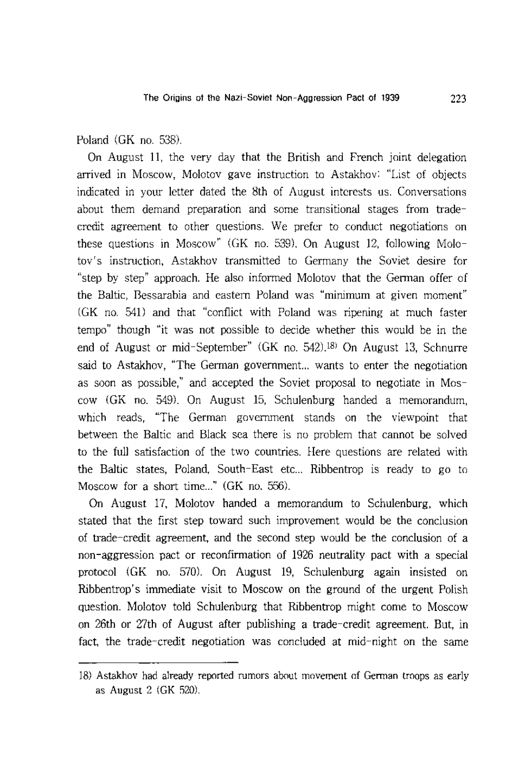Poland (GK no. 538).

On August 11, the very day that the British and French joint delegation arrived in Moscow, Molotov gave instruction to Astakhov: "List of objects indicated in your letter dated the 8th of August interests us. Conversations about them demand preparation and some transitional stages from trade-credit agreement to other questions. We prefer to conduct negotiations on these questions in Moscow" (GK no. 539). On August 12, following Molotov's instruction, Astakhov transmitted to Germany the Soviet desire for "step by step" approach. He also informed Molotov that the German offer of the Baltic, Bessarabia and eastern Poland was "minimum at given moment" (GK no. 541) and that "conflict with Poland was ripening at much faster tempo" though "it was not possible to decide whether this would be in the end of August or mid-September" (GK no. 542).[18] On August 13, Schnurre said to Astakhov, "The German government... wants to enter the negotiation as soon as possible," and accepted the Soviet proposal to negotiate in Moscow (GK no. 549). On August 15, Schulenburg handed a memorandum, which reads, "The German government stands on the viewpoint that between the Baltic and Black sea there is no problem that cannot be solved to the full satisfaction of the two countries. Here questions are related with the Baltic states, Poland, South-East etc... Ribbentrop is ready to go to Moscow for a short time..." (GK no. 556).

On August 17, Molotov handed a memorandum to Schulenburg, which stated that the first step toward such improvement would be the conclusion of trade-credit agreement, and the second step would be the conclusion of a non-aggression pact or reconfirmation of 1926 neutrality pact with a special protocol (GK no. 570). On August 19, Schulenburg again insisted on Ribbentrop's immediate visit to Moscow on the ground of the urgent Polish question. Molotov told Schulenburg that Ribbentrop might come to Moscow on 26th or 27th of August after publishing a trade-credit agreement. But, in fact, the trade-credit negotiation was concluded at mid-night on the same

---

18) Astakhov had already reported rumors about movement of German troops as early as August 2 (GK 520).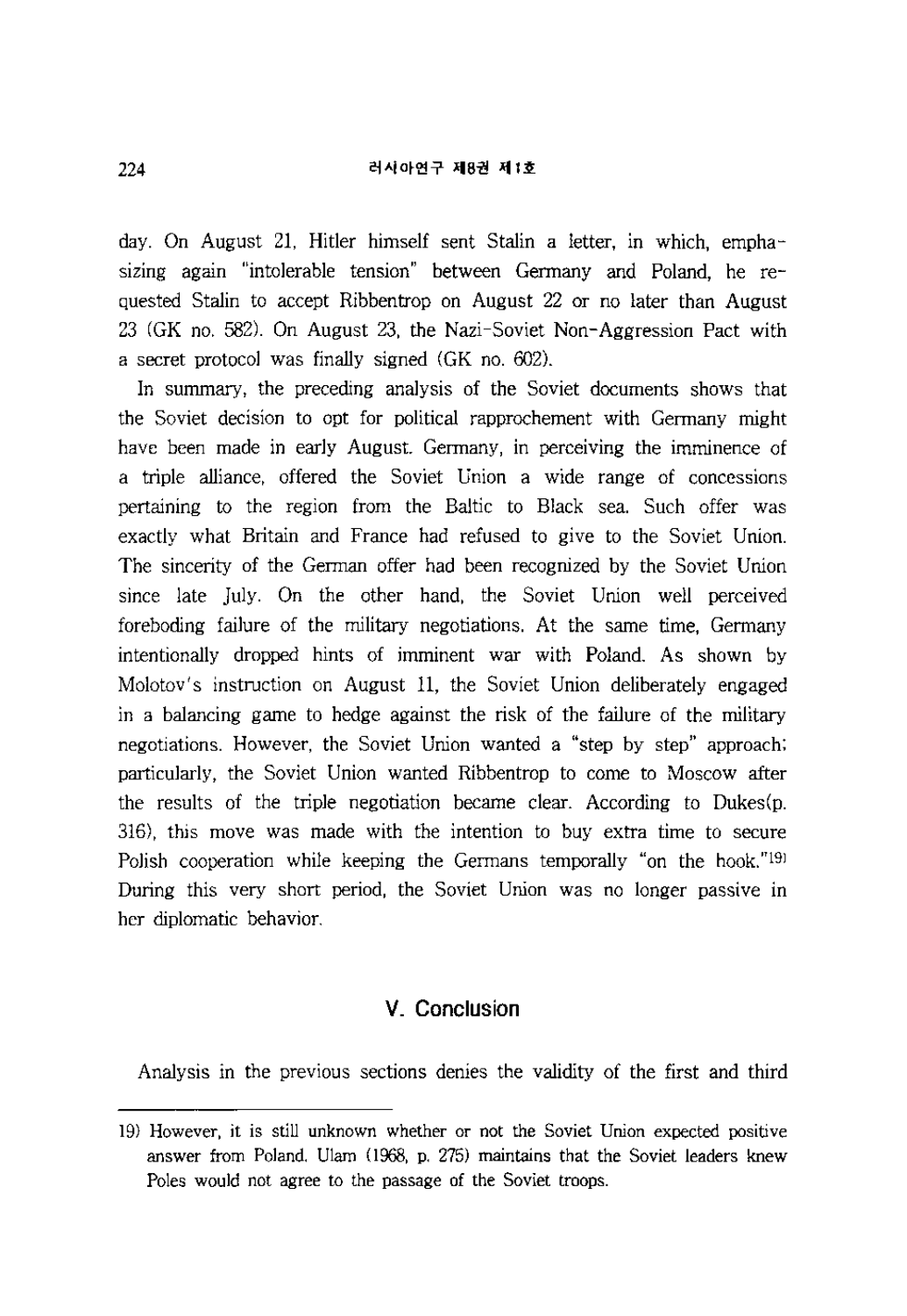day. On August 21, Hitler himself sent Stalin a letter, in which, emphasizing again "intolerable tension" between Germany and Poland, he requested Stalin to accept Ribbentrop on August 22 or no later than August 23 (GK no. 582). On August 23, the Nazi-Soviet Non-Aggression Pact with a secret protocol was finally signed (GK no. 602).

In summary, the preceding analysis of the Soviet documents shows that the Soviet decision to opt for political rapprochement with Germany might have been made in early August. Germany, in perceiving the imminence of a triple alliance, offered the Soviet Union a wide range of concessions pertaining to the region from the Baltic to Black sea. Such offer was exactly what Britain and France had refused to give to the Soviet Union. The sincerity of the German offer had been recognized by the Soviet Union since late July. On the other hand, the Soviet Union well perceived foreboding failure of the military negotiations. At the same time, Germany intentionally dropped hints of imminent war with Poland. As shown by Molotov's instruction on August 11, the Soviet Union deliberately engaged in a balancing game to hedge against the risk of the failure of the military negotiations. However, the Soviet Union wanted a "step by step" approach; particularly, the Soviet Union wanted Ribbentrop to come to Moscow after the results of the triple negotiation became clear. According to Dukes(p. 316), this move was made with the intention to buy extra time to secure Polish cooperation while keeping the Germans temporally "on the hook."[19] During this very short period, the Soviet Union was no longer passive in her diplomatic behavior.

## V. Conclusion

Analysis in the previous sections denies the validity of the first and third

19) However, it is still unknown whether or not the Soviet Union expected positive answer from Poland. Ulam (1968, p. 275) maintains that the Soviet leaders knew Poles would not agree to the passage of the Soviet troops.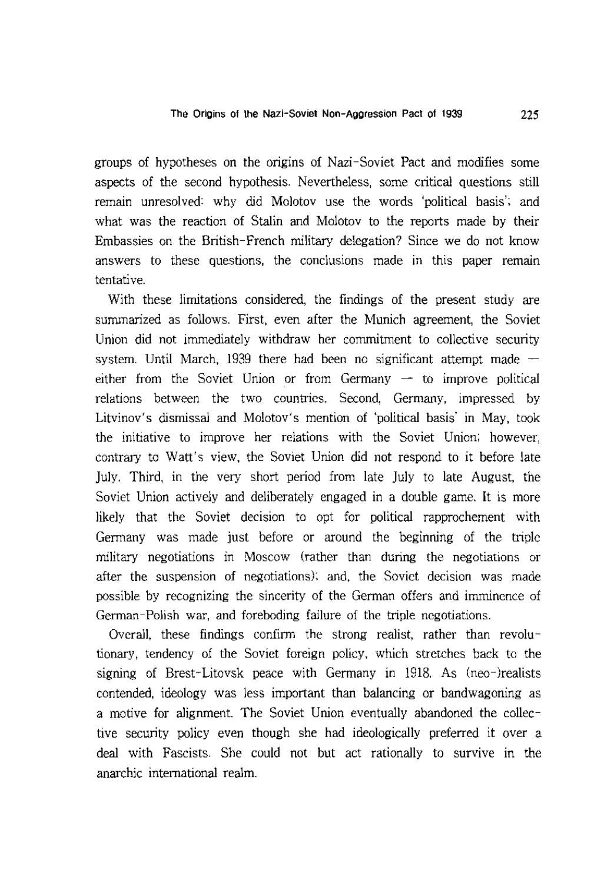groups of hypotheses on the origins of Nazi-Soviet Pact and modifies some aspects of the second hypothesis. Nevertheless, some critical questions still remain unresolved: why did Molotov use the words 'political basis'; and what was the reaction of Stalin and Molotov to the reports made by their Embassies on the British-French military delegation? Since we do not know answers to these questions, the conclusions made in this paper remain tentative.

With these limitations considered, the findings of the present study are summarized as follows. First, even after the Munich agreement, the Soviet Union did not immediately withdraw her commitment to collective security system. Until March, 1939 there had been no significant attempt made — either from the Soviet Union or from Germany — to improve political relations between the two countries. Second, Germany, impressed by Litvinov's dismissal and Molotov's mention of 'political basis' in May, took the initiative to improve her relations with the Soviet Union; however, contrary to Watt's view, the Soviet Union did not respond to it before late July. Third, in the very short period from late July to late August, the Soviet Union actively and deliberately engaged in a double game. It is more likely that the Soviet decision to opt for political rapprochement with Germany was made just before or around the beginning of the triple military negotiations in Moscow (rather than during the negotiations or after the suspension of negotiations); and, the Soviet decision was made possible by recognizing the sincerity of the German offers and imminence of German-Polish war, and foreboding failure of the triple negotiations.

Overall, these findings confirm the strong realist, rather than revolutionary, tendency of the Soviet foreign policy, which stretches back to the signing of Brest-Litovsk peace with Germany in 1918. As (neo-)realists contended, ideology was less important than balancing or bandwagoning as a motive for alignment. The Soviet Union eventually abandoned the collective security policy even though she had ideologically preferred it over a deal with Fascists. She could not but act rationally to survive in the anarchic international realm.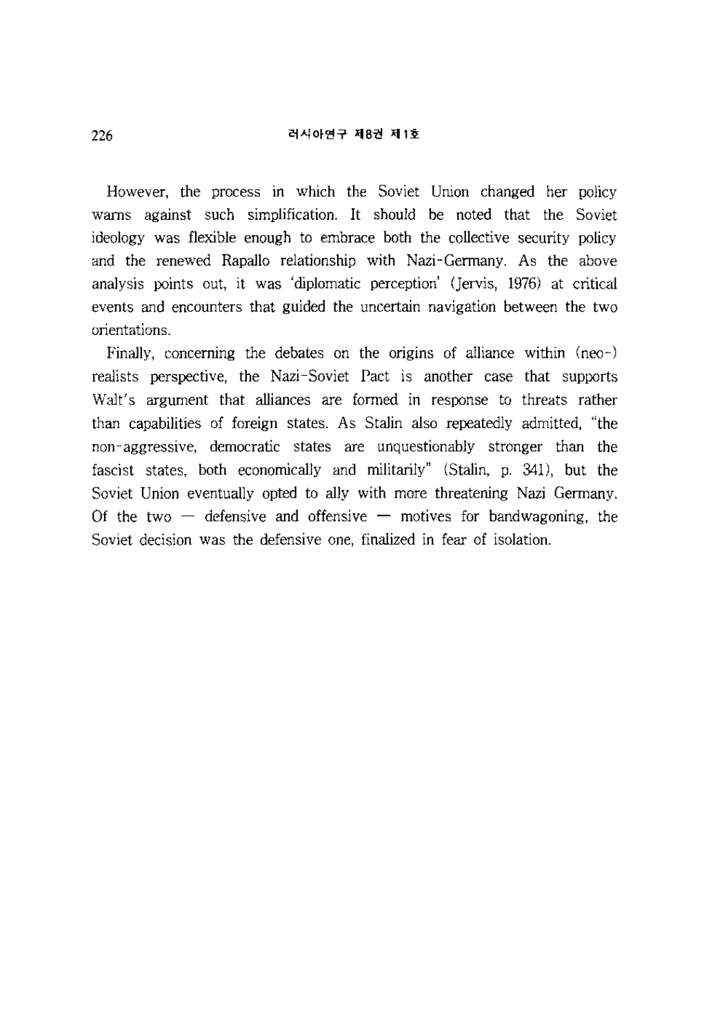However, the process in which the Soviet Union changed her policy warns against such simplification. It should be noted that the Soviet ideology was flexible enough to embrace both the collective security policy and the renewed Rapallo relationship with Nazi-Germany. As the above analysis points out, it was 'diplomatic perception' (Jervis, 1976) at critical events and encounters that guided the uncertain navigation between the two orientations.

Finally, concerning the debates on the origins of alliance within (neo-) realists perspective, the Nazi-Soviet Pact is another case that supports Walt's argument that alliances are formed in response to threats rather than capabilities of foreign states. As Stalin also repeatedly admitted, "the non-aggressive, democratic states are unquestionably stronger than the fascist states, both economically and militarily" (Stalin, p. 341), but the Soviet Union eventually opted to ally with more threatening Nazi Germany. Of the two — defensive and offensive — motives for bandwagoning, the Soviet decision was the defensive one, finalized in fear of isolation.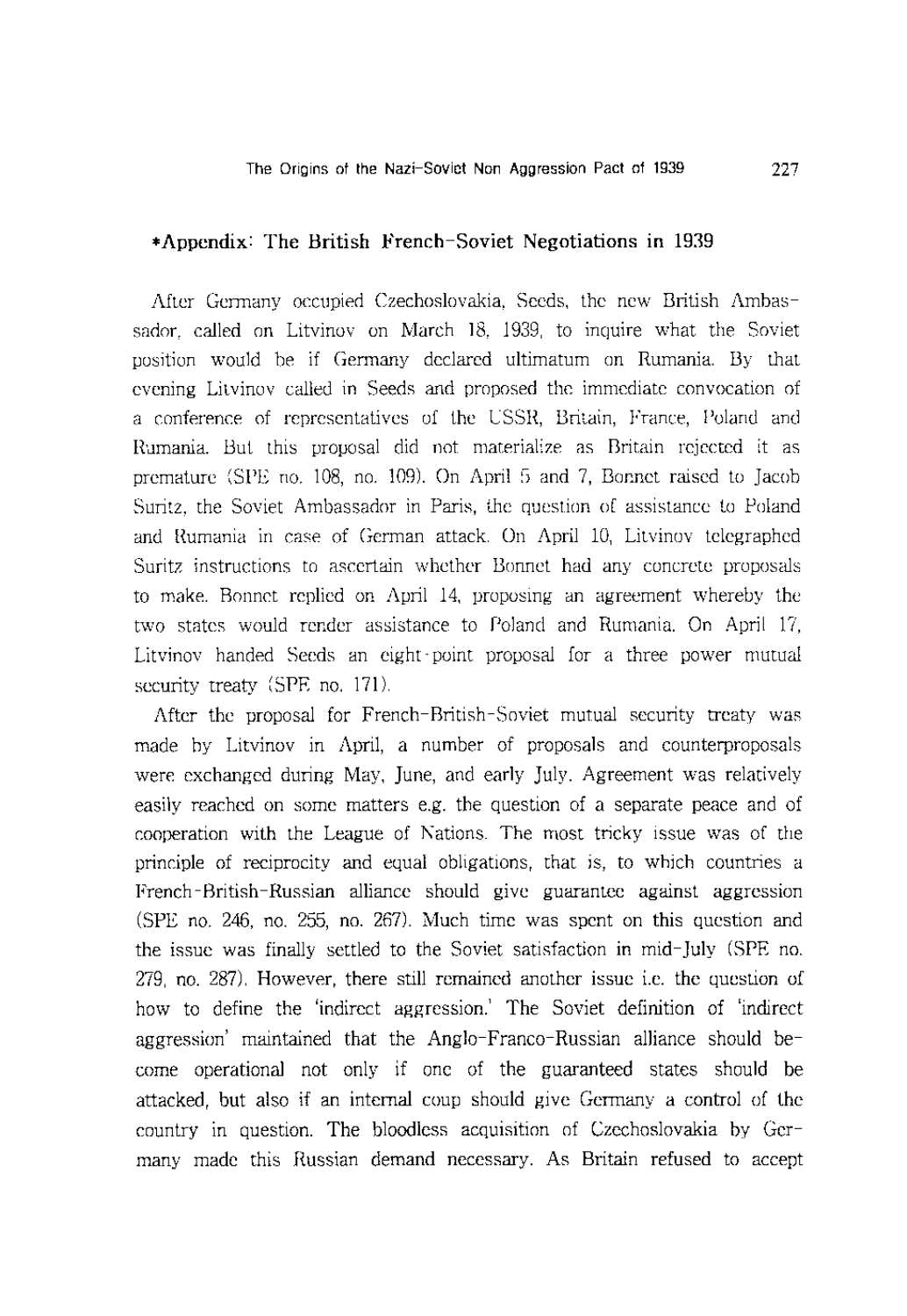## *Appendix: The British French-Soviet Negotiations in 1939

After Germany occupied Czechoslovakia, Seeds, the new British Ambassador, called on Litvinov on March 18, 1939, to inquire what the Soviet position would be if Germany declared ultimatum on Rumania. By that evening Litvinov called in Seeds and proposed the immediate convocation of a conference of representatives of the USSR, Britain, France, Poland and Rumania. But this proposal did not materialize as Britain rejected it as premature (SPE no. 108, no. 109). On April 5 and 7, Bonnet raised to Jacob Suritz, the Soviet Ambassador in Paris, the question of assistance to Poland and Rumania in case of German attack. On April 10, Litvinov telegraphed Suritz instructions to ascertain whether Bonnet had any concrete proposals to make. Bonnet replied on April 14, proposing an agreement whereby the two states would render assistance to Poland and Rumania. On April 17, Litvinov handed Seeds an eight-point proposal for a three power mutual security treaty (SPE no. 171).

After the proposal for French-British-Soviet mutual security treaty was made by Litvinov in April, a number of proposals and counterproposals were exchanged during May, June, and early July. Agreement was relatively easily reached on some matters e.g. the question of a separate peace and of cooperation with the League of Nations. The most tricky issue was of the principle of reciprocity and equal obligations, that is, to which countries a French-British-Russian alliance should give guarantee against aggression (SPE no. 246, no. 255, no. 267). Much time was spent on this question and the issue was finally settled to the Soviet satisfaction in mid-July (SPE no. 279, no. 287). However, there still remained another issue i.e. the question of how to define the 'indirect aggression.' The Soviet definition of 'indirect aggression' maintained that the Anglo-Franco-Russian alliance should become operational not only if one of the guaranteed states should be attacked, but also if an internal coup should give Germany a control of the country in question. The bloodless acquisition of Czechoslovakia by Germany made this Russian demand necessary. As Britain refused to accept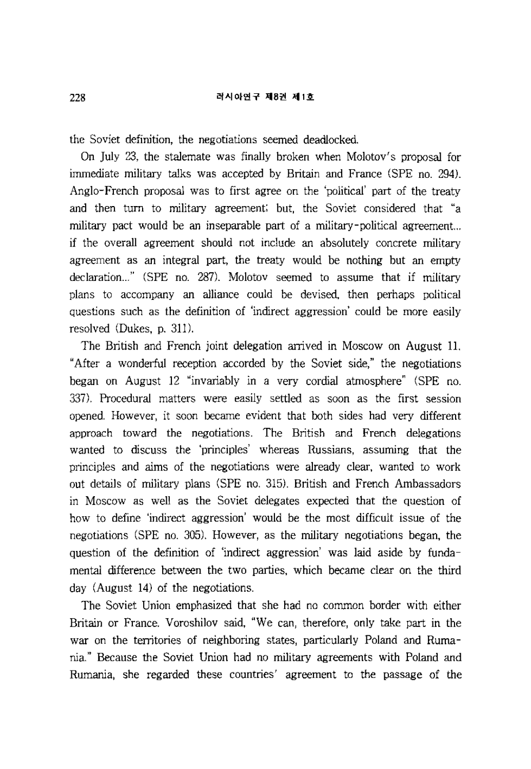the Soviet definition, the negotiations seemed deadlocked.

On July 23, the stalemate was finally broken when Molotov's proposal for immediate military talks was accepted by Britain and France (SPE no. 294). Anglo-French proposal was to first agree on the 'political' part of the treaty and then turn to military agreement; but, the Soviet considered that "a military pact would be an inseparable part of a military-political agreement... if the overall agreement should not include an absolutely concrete military agreement as an integral part, the treaty would be nothing but an empty declaration..." (SPE no. 287). Molotov seemed to assume that if military plans to accompany an alliance could be devised, then perhaps political questions such as the definition of 'indirect aggression' could be more easily resolved (Dukes, p. 311).

The British and French joint delegation arrived in Moscow on August 11. "After a wonderful reception accorded by the Soviet side," the negotiations began on August 12 "invariably in a very cordial atmosphere" (SPE no. 337). Procedural matters were easily settled as soon as the first session opened. However, it soon became evident that both sides had very different approach toward the negotiations. The British and French delegations wanted to discuss the 'principles' whereas Russians, assuming that the principles and aims of the negotiations were already clear, wanted to work out details of military plans (SPE no. 315). British and French Ambassadors in Moscow as well as the Soviet delegates expected that the question of how to define 'indirect aggression' would be the most difficult issue of the negotiations (SPE no. 305). However, as the military negotiations began, the question of the definition of 'indirect aggression' was laid aside by fundamental difference between the two parties, which became clear on the third day (August 14) of the negotiations.

The Soviet Union emphasized that she had no common border with either Britain or France. Voroshilov said, "We can, therefore, only take part in the war on the territories of neighboring states, particularly Poland and Rumania." Because the Soviet Union had no military agreements with Poland and Rumania, she regarded these countries' agreement to the passage of the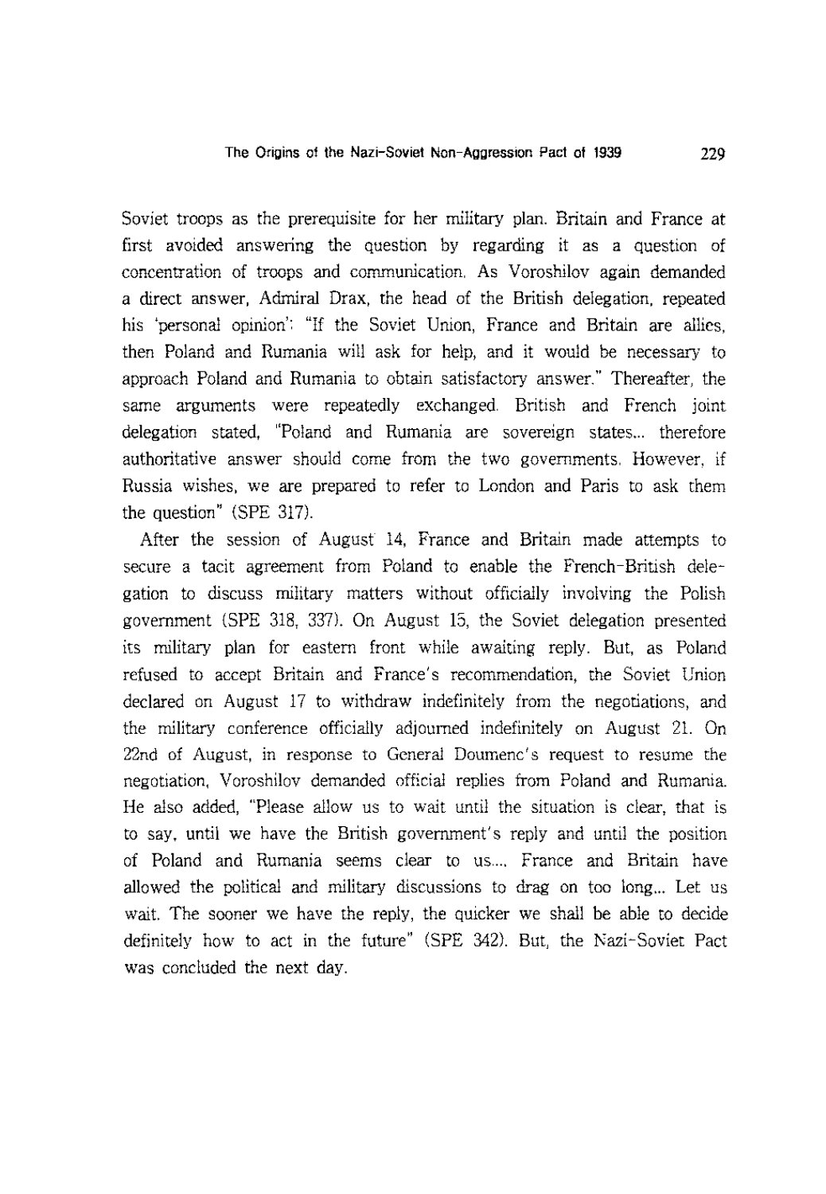Soviet troops as the prerequisite for her military plan. Britain and France at first avoided answering the question by regarding it as a question of concentration of troops and communication. As Voroshilov again demanded a direct answer, Admiral Drax, the head of the British delegation, repeated his 'personal opinion': "If the Soviet Union, France and Britain are allies, then Poland and Rumania will ask for help, and it would be necessary to approach Poland and Rumania to obtain satisfactory answer." Thereafter, the same arguments were repeatedly exchanged. British and French joint delegation stated, "Poland and Rumania are sovereign states... therefore authoritative answer should come from the two governments. However, if Russia wishes, we are prepared to refer to London and Paris to ask them the question" (SPE 317).

After the session of August 14, France and Britain made attempts to secure a tacit agreement from Poland to enable the French-British delegation to discuss military matters without officially involving the Polish government (SPE 318, 337). On August 15, the Soviet delegation presented its military plan for eastern front while awaiting reply. But, as Poland refused to accept Britain and France's recommendation, the Soviet Union declared on August 17 to withdraw indefinitely from the negotiations, and the military conference officially adjourned indefinitely on August 21. On 22nd of August, in response to General Doumenc's request to resume the negotiation, Voroshilov demanded official replies from Poland and Rumania. He also added, "Please allow us to wait until the situation is clear, that is to say, until we have the British government's reply and until the position of Poland and Rumania seems clear to us.... France and Britain have allowed the political and military discussions to drag on too long... Let us wait. The sooner we have the reply, the quicker we shall be able to decide definitely how to act in the future" (SPE 342). But, the Nazi-Soviet Pact was concluded the next day.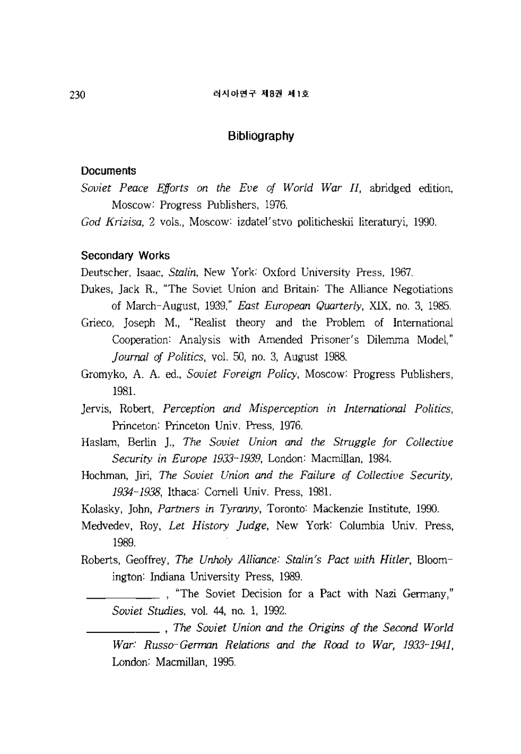## Bibliography

### Documents

*Soviet Peace Efforts on the Eve of World War II*, abridged edition, Moscow: Progress Publishers, 1976.

*God Krizisa*, 2 vols., Moscow: izdatel'stvo politicheskii literaturyi, 1990.

### Secondary Works

Deutscher, Isaac, *Stalin*, New York: Oxford University Press, 1967.

Dukes, Jack R., "The Soviet Union and Britain: The Alliance Negotiations of March-August, 1939," *East European Quarterly*, XIX, no. 3, 1985.

Grieco, Joseph M., "Realist theory and the Problem of International Cooperation: Analysis with Amended Prisoner's Dilemma Model," *Journal of Politics*, vol. 50, no. 3, August 1988.

Gromyko, A. A. ed., *Soviet Foreign Policy*, Moscow: Progress Publishers, 1981.

Jervis, Robert, *Perception and Misperception in International Politics*, Princeton: Princeton Univ. Press, 1976.

Haslam, Berlin J., *The Soviet Union and the Struggle for Collective Security in Europe 1933-1939*, London: Macmillan, 1984.

Hochman, Jiri, *The Soviet Union and the Failure of Collective Security, 1934-1938*, Ithaca: Cornell Univ. Press, 1981.

Kolasky, John, *Partners in Tyranny*, Toronto: Mackenzie Institute, 1990.

Medvedev, Roy, *Let History Judge*, New York: Columbia Univ. Press, 1989.

Roberts, Geoffrey, *The Unholy Alliance: Stalin's Pact with Hitler*, Bloomington: Indiana University Press, 1989.

\_\_\_\_\_\_\_\_\_\_\_\_, "The Soviet Decision for a Pact with Nazi Germany," *Soviet Studies*, vol. 44, no. 1, 1992.

\_\_\_\_\_\_\_\_\_\_\_\_, *The Soviet Union and the Origins of the Second World War: Russo-German Relations and the Road to War, 1933-1941*, London: Macmillan, 1995.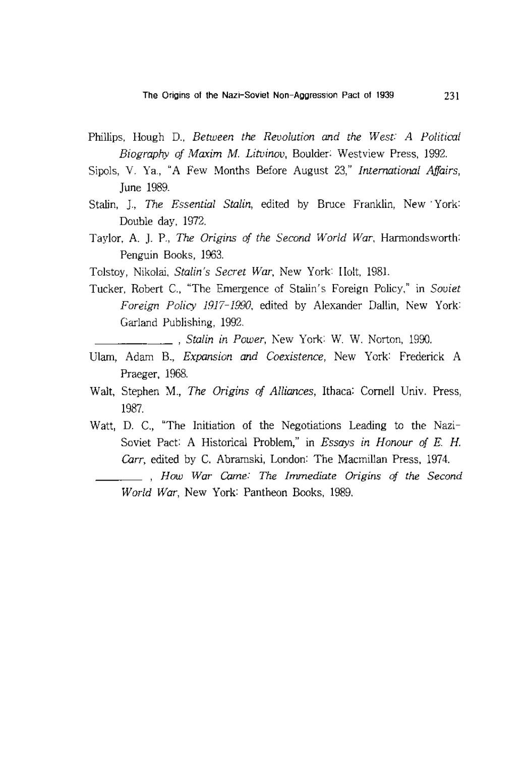Phillips, Hough D., *Between the Revolution and the West: A Political Biography of Maxim M. Litvinov*, Boulder: Westview Press, 1992.

Sipols, V. Ya., "A Few Months Before August 23," *International Affairs*, June 1989.

Stalin, J., *The Essential Stalin*, edited by Bruce Franklin, New York: Double day, 1972.

Taylor, A. J. P., *The Origins of the Second World War*, Harmondsworth: Penguin Books, 1963.

Tolstoy, Nikolai, *Stalin's Secret War*, New York: Holt, 1981.

Tucker, Robert C., "The Emergence of Stalin's Foreign Policy," in *Soviet Foreign Policy 1917-1990*, edited by Alexander Dallin, New York: Garland Publishing, 1992.

\_\_\_\_\_\_\_\_\_\_, *Stalin in Power*, New York: W. W. Norton, 1990.

Ulam, Adam B., *Expansion and Coexistence*, New York: Frederick A Praeger, 1968.

Walt, Stephen M., *The Origins of Alliances*, Ithaca: Cornell Univ. Press, 1987.

Watt, D. C., "The Initiation of the Negotiations Leading to the Nazi-Soviet Pact: A Historical Problem," in *Essays in Honour of E. H. Carr*, edited by C. Abramski, London: The Macmillan Press, 1974.

\_\_\_\_\_\_\_\_, *How War Came: The Immediate Origins of the Second World War*, New York: Pantheon Books, 1989.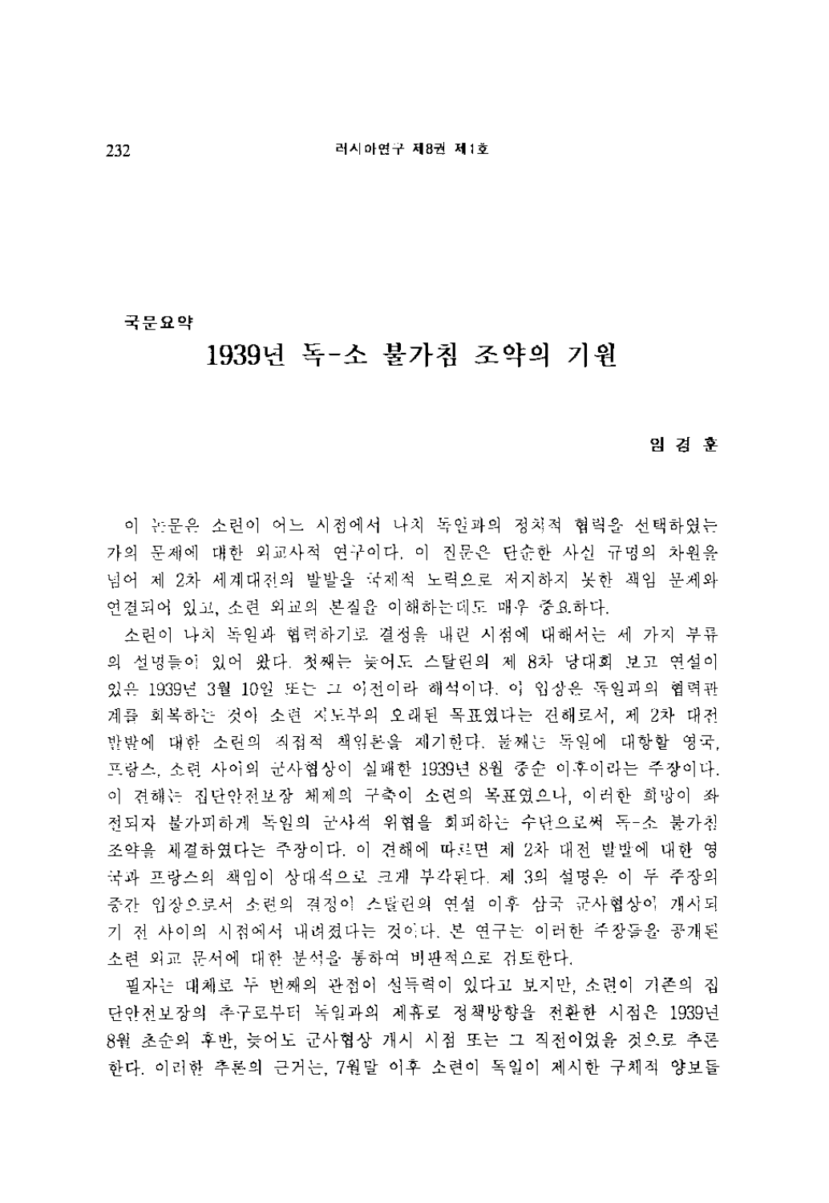국문요약

# 1939년 독-소 불가침 조약의 기원

**임 경 훈**

이 논문은 소련이 어느 시점에서 나치 독일과의 정치적 협력을 선택하였는가의 문제에 대한 외교사적 연구이다. 이 질문은 단순한 사실 규명의 차원을 넘어 제 2차 세계대전의 발발을 국제적 노력으로 저지하지 못한 책임 문제와 연결되어 있고, 소련 외교의 본질을 이해하는데도 매우 중요하다.

소련이 나치 독일과 협력하기로 결정을 내린 시점에 대해서는 세 가지 부류의 설명들이 있어 왔다. 첫째는 늦어도 스탈린의 제 8차 당대회 보고 연설이 있은 1939년 3월 10일 또는 그 이전이라 해석이다. 이 입장은 독일과의 협력관계를 회복하는 것이 소련 지도부의 오래된 목표였다는 견해로서, 제 2차 대전 발발에 대한 소련의 직접적 책임론을 제기한다. 둘째는 독일에 대항할 영국, 프랑스, 소련 사이의 군사협상이 실패한 1939년 8월 중순 이후이라는 주장이다. 이 견해는 집단안전보장 체제의 구축이 소련의 목표였으나, 이러한 희망이 좌전되자 불가피하게 독일의 군사적 위협을 회피하는 수단으로써 독-소 불가침 조약을 체결하였다는 주장이다. 이 견해에 따르면 제 2차 대전 발발에 대한 영국과 프랑스의 책임이 상대적으로 크게 부각된다. 제 3의 설명은 이 두 주장의 중간 입장으로서 소련의 결정이 스탈린의 연설 이후 삼국 군사협상이 개시되기 전 사이의 시점에서 내려졌다는 것이다. 본 연구는 이러한 주장들을 공개된 소련 외교 문서에 대한 분석을 통하여 비판적으로 검토한다.

필자는 대체로 두 번째의 관점이 설득력이 있다고 보지만, 소련이 기존의 집단안전보장의 추구로부터 독일과의 제휴로 정책방향을 전환한 시점은 1939년 8월 초순의 후반, 늦어도 군사협상 개시 시점 또는 그 직전이었을 것으로 추론한다. 이러한 추론의 근거는, 7월말 이후 소련이 독일이 제시한 구체적 양보들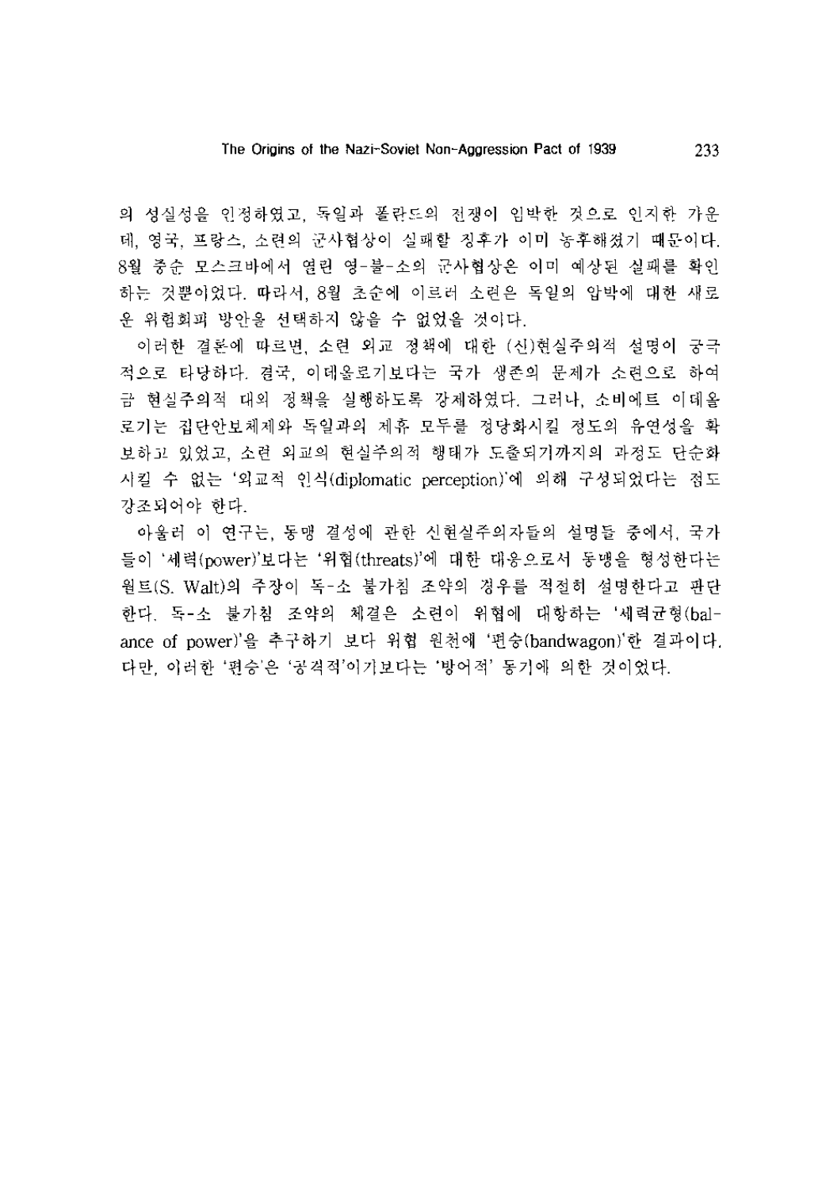의 성실성을 인정하였고, 독일과 폴란드의 전쟁이 임박한 것으로 인지한 가운데, 영국, 프랑스, 소련의 군사협상이 실패할 징후가 이미 농후해졌기 때문이다. 8월 중순 모스크바에서 열린 영-불-소의 군사협상은 이미 예상된 실패를 확인하는 것뿐이었다. 따라서, 8월 초순에 이르러 소련은 독일의 압박에 대한 새로운 위험회피 방안을 선택하지 않을 수 없었을 것이다.

이러한 결론에 따르면, 소련 외교 정책에 대한 (신)현실주의적 설명이 궁극적으로 타당하다. 결국, 이데올로기보다는 국가 생존의 문제가 소련으로 하여금 현실주의적 대외 정책을 실행하도록 강제하였다. 그러나, 소비에트 이데올로기는 집단안보체제와 독일과의 제휴 모두를 정당화시킬 정도의 유연성을 확보하고 있었고, 소련 외교의 현실주의적 행태가 도출되기까지의 과정도 단순화시킬 수 없는 '외교적 인식(diplomatic perception)'에 의해 구성되었다는 점도 강조되어야 한다.

아울러 이 연구는, 동맹 결성에 관한 신현실주의자들의 설명들 중에서, 국가들이 '세력(power)'보다는 '위협(threats)'에 대한 대응으로서 동맹을 형성한다는 월트(S. Walt)의 주장이 독-소 불가침 조약의 경우를 적절히 설명한다고 판단한다. 독-소 불가침 조약의 체결은 소련이 위협에 대항하는 '세력균형(balance of power)'을 추구하기 보다 위협 원천에 '편승(bandwagon)'한 결과이다. 다만, 이러한 '편승'은 '공격적'이기보다는 '방어적' 동기에 의한 것이었다.